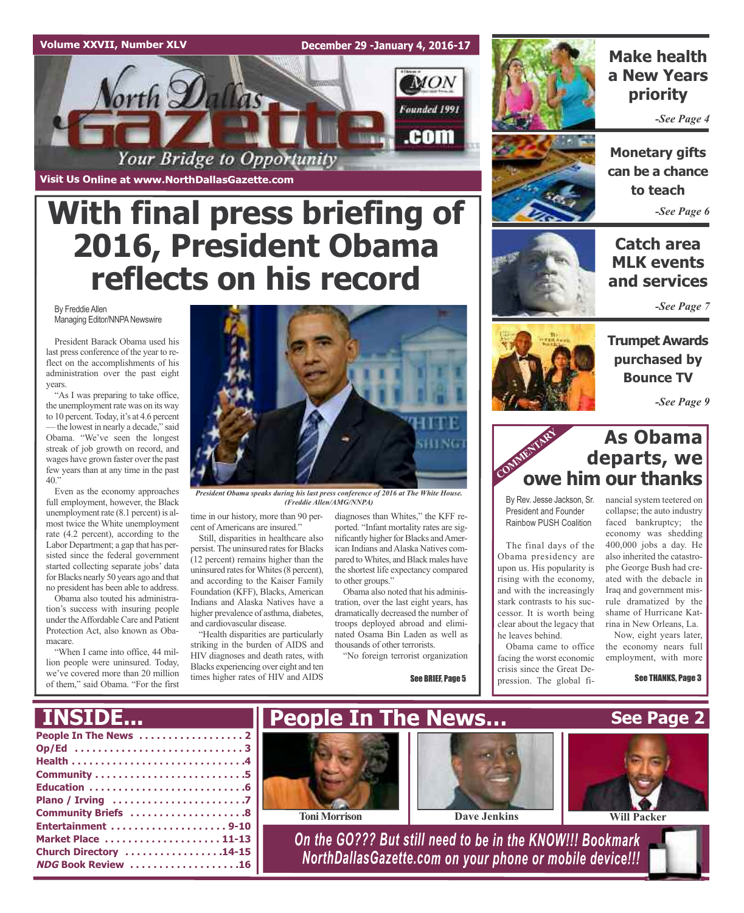Volume XXVII, Number XLV

December 29 -January 4, 2016-17

# North Dallas Gazette

Your Bridge to Opportunity

Founded 1991

Visit Us Online at www.NorthDallasGazette.com

# With final press briefing of 2016, President Obama reflects on his record

By Freddie Allen
Managing Editor/NNPA Newswire

President Barack Obama used his last press conference of the year to reflect on the accomplishments of his administration over the past eight years.

"As I was preparing to take office, the unemployment rate was on its way to 10 percent. Today, it's at 4.6 percent — the lowest in nearly a decade," said Obama. "We've seen the longest streak of job growth on record, and wages have grown faster over the past few years than at any time in the past 40."

Even as the economy approaches full employment, however, the Black unemployment rate (8.1 percent) is almost twice the White unemployment rate (4.2 percent), according to the Labor Department; a gap that has persisted since the federal government started collecting separate jobs' data for Blacks nearly 50 years ago and that no president has been able to address.

Obama also touted his administration's success with insuring people under the Affordable Care and Patient Protection Act, also known as Obamacare.

"When I came into office, 44 million people were uninsured. Today, we've covered more than 20 million of them," said Obama. "For the first time in our history, more than 90 percent of Americans are insured."

*President Obama speaks during his last press conference of 2016 at The White House. (Freddie Allen/AMG/NNPA)*

Still, disparities in healthcare also persist. The uninsured rates for Blacks (12 percent) remains higher than the uninsured rates for Whites (8 percent), and according to the Kaiser Family Foundation (KFF), Blacks, American Indians and Alaska Natives have a higher prevalence of asthma, diabetes, and cardiovascular disease.

"Health disparities are particularly striking in the burden of AIDS and HIV diagnoses and death rates, with Blacks experiencing over eight and ten times higher rates of HIV and AIDS diagnoses than Whites," the KFF reported. "Infant mortality rates are significantly higher for Blacks and American Indians and Alaska Natives compared to Whites, and Black males have the shortest life expectancy compared to other groups."

Obama also noted that his administration, over the last eight years, has dramatically decreased the number of troops deployed abroad and eliminated Osama Bin Laden as well as thousands of other terrorists.

"No foreign terrorist organization

See BRIEF, Page 5

## Make health a New Years priority

*-See Page 4*

## Monetary gifts can be a chance to teach

*-See Page 6*

## Catch area MLK events and services

*-See Page 7*

## Trumpet Awards purchased by Bounce TV

*-See Page 9*

COMMENTARY

## As Obama departs, we owe him our thanks

By Rev. Jesse Jackson, Sr.
President and Founder
Rainbow PUSH Coalition

The final days of the Obama presidency are upon us. His popularity is rising with the economy, and with the increasingly stark contrasts to his successor. It is worth being clear about the legacy that he leaves behind.

Obama came to office facing the worst economic crisis since the Great Depression. The global financial system teetered on collapse; the auto industry faced bankruptcy; the economy was shedding 400,000 jobs a day. He also inherited the catastrophe George Bush had created with the debacle in Iraq and government misrule dramatized by the shame of Hurricane Katrina in New Orleans, La.

Now, eight years later, the economy nears full employment, with more

See THANKS, Page 3

## INSIDE...

- People In The News . . . . . . . . . . . . . . . . . 2
- Op/Ed . . . . . . . . . . . . . . . . . . . . . . . . . . . 3
- Health . . . . . . . . . . . . . . . . . . . . . . . . . . . .4
- Community . . . . . . . . . . . . . . . . . . . . . . . .5
- Education . . . . . . . . . . . . . . . . . . . . . . . .6
- Plano / Irving . . . . . . . . . . . . . . . . . . . . . .7
- Community Briefs . . . . . . . . . . . . . . . . . .8
- Entertainment . . . . . . . . . . . . . . . . . . . 9-10
- Market Place . . . . . . . . . . . . . . . . . . . 11-13
- Church Directory . . . . . . . . . . . . . . . .14-15
- *NDG* Book Review . . . . . . . . . . . . . . . . . .16

## People In The News...

See Page 2

Toni Morrison

Dave Jenkins

Will Packer

*On the GO??? But still need to be in the KNOW!!! Bookmark NorthDallasGazette.com on your phone or mobile device!!!*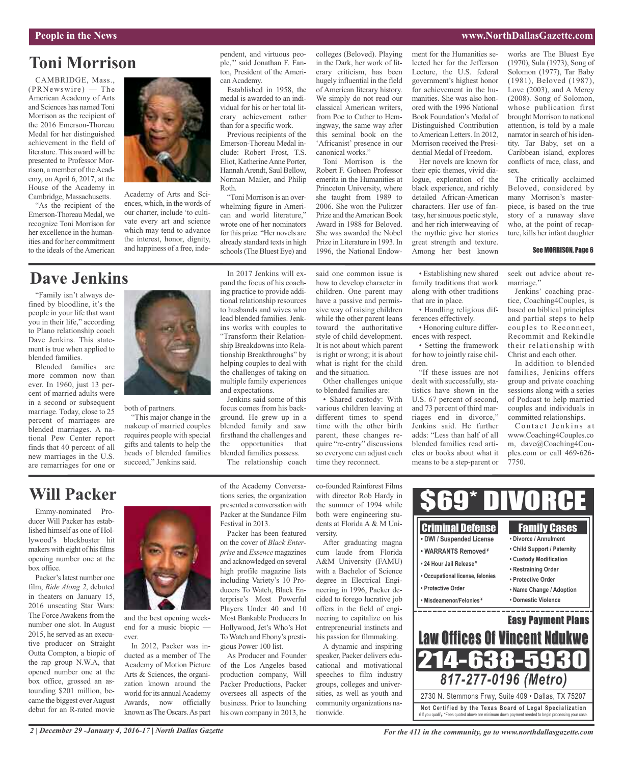## Toni Morrison

CAMBRIDGE, Mass., (PRNewswire) — The American Academy of Arts and Sciences has named Toni Morrison as the recipient of the 2016 Emerson-Thoreau Medal for her distinguished achievement in the field of literature. This award will be presented to Professor Morrison, a member of the Academy, on April 6, 2017, at the House of the Academy in Cambridge, Massachusetts.

"As the recipient of the Emerson-Thoreau Medal, we recognize Toni Morrison for her excellence in the humanities and for her commitment to the ideals of the American Academy of Arts and Sciences, which, in the words of our charter, include 'to cultivate every art and science which may tend to advance the interest, honor, dignity, and happiness of a free, independent, and virtuous people,'" said Jonathan F. Fanton, President of the American Academy.

Established in 1958, the medal is awarded to an individual for his or her total literary achievement rather than for a specific work.

Previous recipients of the Emerson-Thoreau Medal include: Robert Frost, T.S. Eliot, Katherine Anne Porter, Hannah Arendt, Saul Bellow, Norman Mailer, and Philip Roth.

"Toni Morrison is an overwhelming figure in American and world literature," wrote one of her nominators for this prize. "Her novels are already standard texts in high schools (The Bluest Eye) and colleges (Beloved). Playing in the Dark, her work of literary criticism, has been hugely influential in the field of American literary history. We simply do not read our classical American writers, from Poe to Cather to Hemingway, the same way after this seminal book on the 'Africanist' presence in our canonical works."

Toni Morrison is the Robert F. Goheen Professor emerita in the Humanities at Princeton University, where she taught from 1989 to 2006. She won the Pulitzer Prize and the American Book Award in 1988 for Beloved. She was awarded the Nobel Prize in Literature in 1993. In 1996, the National Endowment for the Humanities selected her for the Jefferson Lecture, the U.S. federal government's highest honor for achievement in the humanities. She was also honored with the 1996 National Book Foundation's Medal of Distinguished Contribution to American Letters. In 2012, Morrison received the Presidential Medal of Freedom.

Her novels are known for their epic themes, vivid dialogue, exploration of the black experience, and richly detailed African-American characters. Her use of fantasy, her sinuous poetic style, and her rich interweaving of the mythic give her stories great strength and texture. Among her best known works are The Bluest Eye (1970), Sula (1973), Song of Solomon (1977), Tar Baby (1981), Beloved (1987), Love (2003), and A Mercy (2008). Song of Solomon, whose publication first brought Morrison to national attention, is told by a male narrator in search of his identity. Tar Baby, set on a Caribbean island, explores conflicts of race, class, and sex.

The critically acclaimed Beloved, considered by many Morrison's masterpiece, is based on the true story of a runaway slave who, at the point of recapture, kills her infant daughter

**See MORRISON, Page 6**

## Dave Jenkins

"Family isn't always defined by bloodline, it's the people in your life that want you in their life," according to Plano relationship coach Dave Jenkins. This statement is true when applied to blended families.

Blended families are more common now than ever. In 1960, just 13 percent of married adults were in a second or subsequent marriage. Today, close to 25 percent of marriages are blended marriages. A national Pew Center report finds that 40 percent of all new marriages in the U.S. are remarriages for one or both of partners.

"This major change in the makeup of married couples requires people with special gifts and talents to help the heads of blended families succeed," Jenkins said.

In 2017 Jenkins will expand the focus of his coaching practice to provide additional relationship resources to husbands and wives who lead blended families. Jenkins works with couples to "Transform their Relationship Breakdowns into Relationship Breakthroughs" by helping couples to deal with the challenges of taking on multiple family experiences and expectations.

Jenkins said some of this focus comes from his background. He grew up in a blended family and saw firsthand the challenges and the opportunities that blended families possess.

The relationship coach said one common issue is how to develop character in children. One parent may have a passive and permissive way of raising children while the other parent leans toward the authoritative style of child development. It is not about which parent is right or wrong; it is about what is right for the child and the situation.

Other challenges unique to blended families are:

- Shared custody: With various children leaving at different times to spend time with the other birth parent, these changes require "re-entry" discussions so everyone can adjust each time they reconnect.
- Establishing new shared family traditions that work along with other traditions that are in place.
- Handling religious differences effectively.
- Honoring culture differences with respect.
- Setting the framework for how to jointly raise children.

"If these issues are not dealt with successfully, statistics have shown in the U.S. 67 percent of second, and 73 percent of third marriages end in divorce," Jenkins said. He further adds: "Less than half of all blended families read articles or books about what it means to be a step-parent or seek out advice about remarriage."

Jenkins' coaching practice, Coaching4Couples, is based on biblical principles and partial steps to help couples to Reconnect, Recommit and Rekindle their relationship with Christ and each other.

In addition to blended families, Jenkins offers group and private coaching sessions along with a series of Podcast to help married couples and individuals in committed relationships.

Contact Jenkins at www.Coaching4Couples.com, dave@Coaching4Couples.com or call 469-626-7750.

## Will Packer

Emmy-nominated Producer Will Packer has established himself as one of Hollywood's blockbuster hit makers with eight of his films opening number one at the box office.

Packer's latest number one film, *Ride Along 2*, debuted in theaters on January 15, 2016 unseating Star Wars: The Force Awakens from the number one slot. In August 2015, he served as an executive producer on Straight Outta Compton, a biopic of the rap group N.W.A, that opened number one at the box office, grossed an astounding $201 million, became the biggest ever August debut for an R-rated movie and the best opening weekend for a music biopic ever.

In 2012, Packer was inducted as a member of The Academy of Motion Picture Arts & Sciences, the organization known around the world for its annual Academy Awards, now officially known as The Oscars. As part of the Academy Conversations series, the organization presented a conversation with Packer at the Sundance Film Festival in 2013.

Packer has been featured on the cover of *Black Enterprise* and *Essence* magazines and acknowledged on several high profile magazine lists including Variety's 10 Producers To Watch, Black Enterprise's Most Powerful Players Under 40 and 10 Most Bankable Producers In Hollywood, Jet's Who's Hot To Watch and Ebony's prestigious Power 100 list.

As Producer and Founder of the Los Angeles based production company, Will Packer Productions, Packer oversees all aspects of the business. Prior to launching his own company in 2013, he co-founded Rainforest Films with director Rob Hardy in the summer of 1994 while both were engineering students at Florida A & M University.

After graduating magna cum laude from Florida A&M University (FAMU) with a Bachelor of Science degree in Electrical Engineering in 1996, Packer decided to forego lucrative job offers in the field of engineering to capitalize on his entrepreneurial instincts and his passion for filmmaking.

A dynamic and inspiring speaker, Packer delivers educational and motivational speeches to film industry groups, colleges and universities, as well as youth and community organizations nationwide.

**$69* DIVORCE**

**Criminal Defense**
- DWI / Suspended License
- WARRANTS Removed ¥
- 24 Hour Jail Release ¥
- Occupational license, felonies
- Protective Order
- Misdeameanor/Felonies ¥

**Family Cases**
- Divorce / Annulment
- Child Support / Paternity
- Custody Modification
- Restraining Order
- Protective Order
- Name Change / Adoption
- Domestic Violence

**Easy Payment Plans**

**Law Offices Of Vincent Ndukwe**

**214-638-5930**

*817-277-0196 (Metro)*

2730 N. Stemmons Frwy, Suite 409 • Dallas, TX 75207

**Not Certified by the Texas Board of Legal Specialization**

¥ If you qualify. *Fees quoted above are minimum down payment needed to begin processing your case.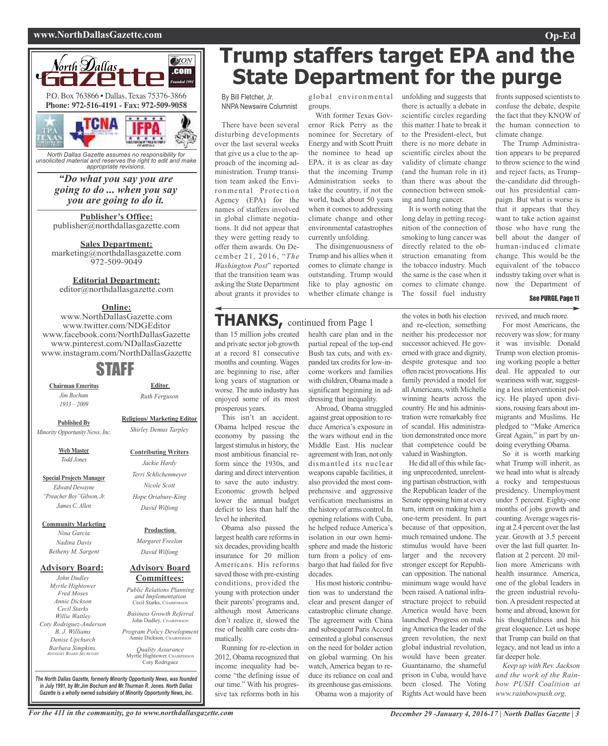North Dallas Gazette

P.O. Box 763866 • Dallas, Texas 75376-3866
**Phone: 972-516-4191 - Fax: 972-509-9058**

*North Dallas Gazette assumes no responsibility for unsolicited material and reserves the right to edit and make appropriate revisions.*

***"Do what you say you are going to do ... when you say you are going to do it.***

**Publisher's Office:**
publisher@northdallasgazette.com

**Sales Department:**
marketing@northdallasgazette.com
972-509-9049

**Editorial Department:**
editor@northdallasgazette.com

**Online:**
www.NorthDallasGazette.com
www.twitter.com/NDGEditor
www.facebook.com/NorthDallasGazette
www.pinterest.com/NDallasGazette
www.instagram.com/NorthDallasGazette

## STAFF

**Chairman Emeritus**
*Jim Bochum*
*1933 – 2009*

**Published By**
*Minority Opportunity News, Inc.*

**Web Master**
*Todd Jones*

**Special Projects Manager**
*Edward Dewayne "Preacher Boy" Gibson, Jr.*
*James C. Allen*

**Community Marketing**
*Nina Garcia*
*Nadina Davis*
*Betheny M. Sargent*

**Advisory Board:**
*John Dudley*
*Myrtle Hightower*
*Fred Moses*
*Annie Dickson*
*Cecil Starks*
*Willie Wattley*
*Coty Rodriguez-Anderson*
*B. J. Williams*
*Denise Upchurch*
*Barbara Simpkins, Advisory Board Secretary*

**Editor**
*Ruth Ferguson*

**Religious/ Marketing Editor**
*Shirley Demus Tarpley*

**Contributing Writers**
*Jackie Hardy*
*Terri Schlichenmeyer*
*Nicole Scott*
*Hope Oriabure-King*
*David Wilfong*

**Production**
*Margaret Freelon*
*David Wilfong*

**Advisory Board Committees:**
*Public Relations Planning and Implementation*
Cecil Starks, Chairperson

*Business Growth Referral*
John Dudley, Chairperson

*Program Policy Development*
Annie Dickson, Chairperson

*Quality Assurance*
Myrtle Hightower, Chairperson
Coty Rodriguez

***The North Dallas Gazette, formerly Minority Opportunity News, was founded in July 1991, by Mr.Jim Bochum and Mr.Thurman R. Jones. North Dallas Gazette is a wholly owned subsidairy of Minority Opportunity News, Inc.***

# Trump staffers target EPA and the State Department for the purge

By Bill Fletcher, Jr.
NNPA Newswire Columnist

There have been several disturbing developments over the last several weeks that give us a clue to the approach of the incoming administration. Trump transition team asked the Environmental Protection Agency (EPA) for the names of staffers involved in global climate negotiations. It did not appear that they were getting ready to offer them awards. On December 21, 2016, "*The Washington Post*" reported that the transition team was asking the State Department about grants it provides to global environmental groups.

With former Texas Governor Rick Perry as the nominee for Secretary of Energy and with Scott Pruitt the nominee to head up EPA, it is as clear as day that the incoming Trump Administration seeks to take the country, if not the world, back about 50 years when it comes to addressing climate change and other environmental catastrophes currently unfolding.

The disingenuousness of Trump and his allies when it comes to climate change is outstanding. Trump would like to play agnostic on whether climate change is unfolding and suggests that there is actually a debate in scientific circles regarding this matter. I hate to break it to the President-elect, but there is no more debate in scientific circles about the validity of climate change (and the human role in it) than there was about the connection between smoking and lung cancer.

It is worth noting that the long delay in getting recognition of the connection of smoking to lung cancer was directly related to the obstruction emanating from the tobacco industry. Much the same is the case when it comes to climate change. The fossil fuel industry fronts supposed scientists to confuse the debate, despite the fact that they KNOW of the human connection to climate change.

The Trump Administration appears to be prepared to throw science to the wind and reject facts, as Trump-the-candidate did throughout his presidential campaign. But what is worse is that it appears that they want to take action against those who have rung the bell about the danger of human-induced climate change. This would be the equivalent of the tobacco industry taking over what is now the Department of

**See PURGE, Page 11**

## THANKS, continued from Page 1

than 15 million jobs created and private sector job growth at a record 81 consecutive months and counting. Wages are beginning to rise, after long years of stagnation or worse. The auto industry has enjoyed some of its most prosperous years.

This isn't an accident. Obama helped rescue the economy by passing the largest stimulus in history, the most ambitious financial reform since the 1930s, and daring and direct intervention to save the auto industry. Economic growth helped lower the annual budget deficit to less than half the level he inherited.

Obama also passed the largest health care reforms in six decades, providing health insurance for 20 million Americans. His reforms saved those with pre-existing conditions, provided the young with protection under their parents' programs and, although most Americans don't realize it, slowed the rise of health care costs dramatically.

Running for re-election in 2012, Obama recognized that income inequality had become "the defining issue of our time." With his progressive tax reforms both in his health care plan and in the partial repeal of the top-end Bush tax cuts, and with expanded tax credits for low-income workers and families with children, Obama made a significant beginning in addressing that inequality.

Abroad, Obama struggled against great opposition to reduce America's exposure in the wars without end in the Middle East. His nuclear agreement with Iran, not only dismantled its nuclear weapons capable facilities, it also provided the most comprehensive and aggressive verification mechanisms in the history of arms control. In opening relations with Cuba, he helped reduce America's isolation in our own hemisphere and made the historic turn from a policy of embargo that had failed for five decades.

His most historic contribution was to understand the clear and present danger of catastrophic climate change. The agreement with China and subsequent Paris Accord cemented a global consensus on the need for bolder action on global warming. On his watch, America began to reduce its reliance on coal and its greenhouse gas emissions.

Obama won a majority of the votes in both his election and re-election, something neither his predecessor nor successor achieved. He governed with grace and dignity, despite grotesque and too often racist provocations. His family provided a model for all Americans, with Michelle winning hearts across the country. He and his administration were remarkably free of scandal. His administration demonstrated once more that competence could be valued in Washington.

He did all of this while facing unprecedented, unrelenting partisan obstruction, with the Republican leader of the Senate opposing him at every turn, intent on making him a one-term president. In part because of that opposition, much remained undone. The stimulus would have been larger and the recovery stronger except for Republican opposition. The national minimum wage would have been raised. A national infrastructure project to rebuild America would have been launched. Progress on making America the leader of the green revolution, the next global industrial revolution, would have been greater. Guantanamo, the shameful prison in Cuba, would have been closed. The Voting Rights Act would have been revived, and much more.

For most Americans, the recovery was slow; for many it was invisible. Donald Trump won election promising working people a better deal. He appealed to our weariness with war, suggesting a less interventionist policy. He played upon divisions, rousing fears about immigrants and Muslims. He pledged to "Make America Great Again," in part by undoing everything Obama.

So it is worth marking what Trump will inherit, as we head into what is already a rocky and tempestuous presidency. Unemployment under 5 percent. Eighty-one months of jobs growth and counting. Average wages rising at 2.4 percent over the last year. Growth at 3.5 percent over the last full quarter. Inflation at 2 percent. 20 million more Americans with health insurance. America, one of the global leaders in the green industrial revolution. A president respected at home and abroad, known for his thoughtfulness and his great eloquence. Let us hope that Trump can build on that legacy, and not lead us into a far deeper hole.

*Keep up with Rev. Jackson and the work of the Rainbow PUSH Coalition at www.rainbowpush.org.*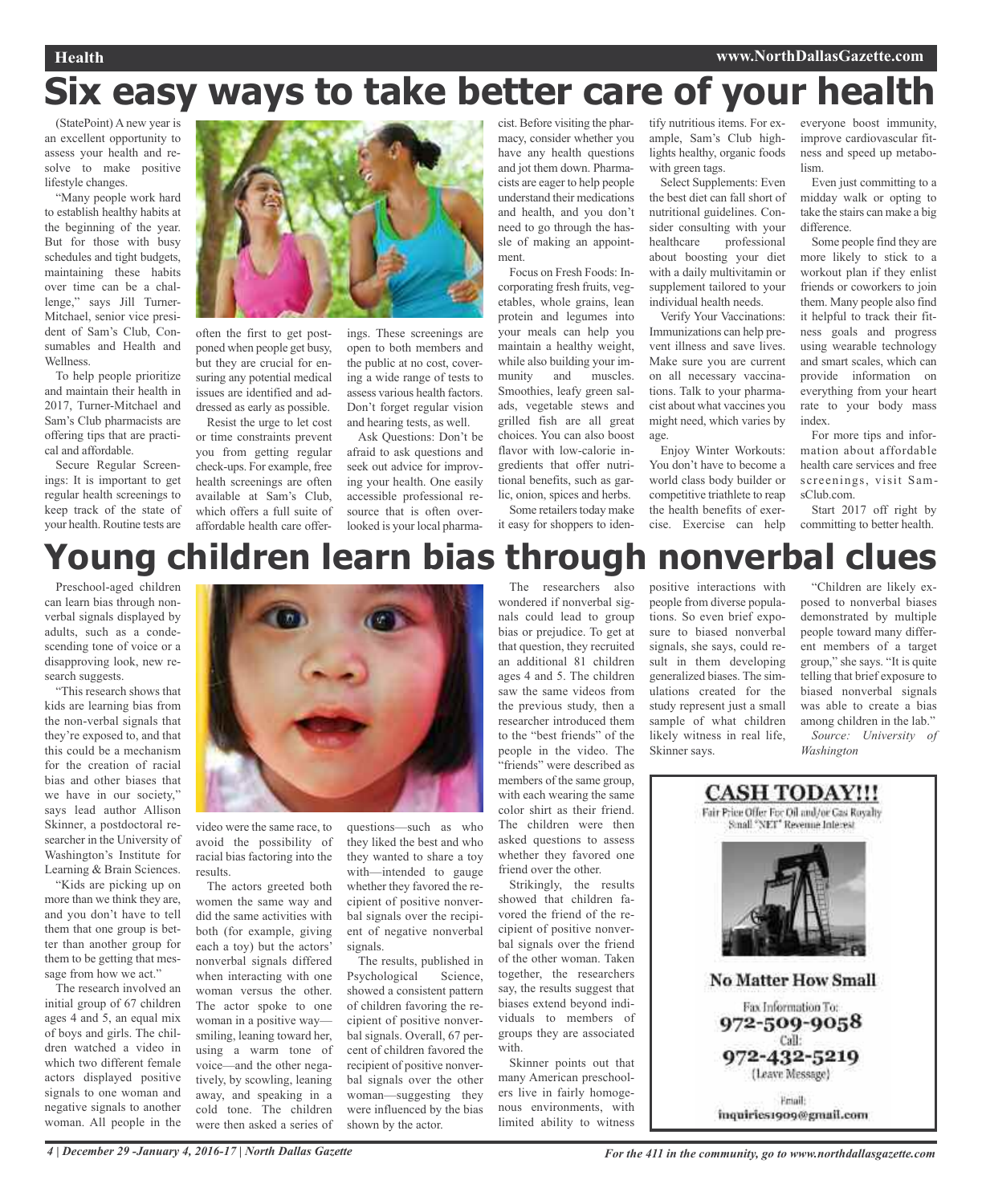# Six easy ways to take better care of your health

(StatePoint) A new year is an excellent opportunity to assess your health and resolve to make positive lifestyle changes.

"Many people work hard to establish healthy habits at the beginning of the year. But for those with busy schedules and tight budgets, maintaining these habits over time can be a challenge," says Jill Turner-Mitchael, senior vice president of Sam's Club, Consumables and Health and Wellness.

To help people prioritize and maintain their health in 2017, Turner-Mitchael and Sam's Club pharmacists are offering tips that are practical and affordable.

Secure Regular Screenings: It is important to get regular health screenings to keep track of the state of your health. Routine tests are often the first to get postponed when people get busy, but they are crucial for ensuring any potential medical issues are identified and addressed as early as possible.

Resist the urge to let cost or time constraints prevent you from getting regular check-ups. For example, free health screenings are often available at Sam's Club, which offers a full suite of affordable health care offerings. These screenings are open to both members and the public at no cost, covering a wide range of tests to assess various health factors. Don't forget regular vision and hearing tests, as well.

Ask Questions: Don't be afraid to ask questions and seek out advice for improving your health. One easily accessible professional resource that is often overlooked is your local pharmacist. Before visiting the pharmacy, consider whether you have any health questions and jot them down. Pharmacists are eager to help people understand their medications and health, and you don't need to go through the hassle of making an appointment.

Focus on Fresh Foods: Incorporating fresh fruits, vegetables, whole grains, lean protein and legumes into your meals can help you maintain a healthy weight, while also building your immunity and muscles. Smoothies, leafy green salads, vegetable stews and grilled fish are all great choices. You can also boost flavor with low-calorie ingredients that offer nutritional benefits, such as garlic, onion, spices and herbs.

Some retailers today make it easy for shoppers to identify nutritious items. For example, Sam's Club highlights healthy, organic foods with green tags.

Select Supplements: Even the best diet can fall short of nutritional guidelines. Consider consulting with your healthcare professional about boosting your diet with a daily multivitamin or supplement tailored to your individual health needs.

Verify Your Vaccinations: Immunizations can help prevent illness and save lives. Make sure you are current on all necessary vaccinations. Talk to your pharmacist about what vaccines you might need, which varies by age.

Enjoy Winter Workouts: You don't have to become a world class body builder or competitive triathlete to reap the health benefits of exercise. Exercise can help everyone boost immunity, improve cardiovascular fitness and speed up metabolism.

Even just committing to a midday walk or opting to take the stairs can make a big difference.

Some people find they are more likely to stick to a workout plan if they enlist friends or coworkers to join them. Many people also find it helpful to track their fitness goals and progress using wearable technology and smart scales, which can provide information on everything from your heart rate to your body mass index.

For more tips and information about affordable health care services and free screenings, visit SamsClub.com.

Start 2017 off right by committing to better health.

# Young children learn bias through nonverbal clues

Preschool-aged children can learn bias through nonverbal signals displayed by adults, such as a condescending tone of voice or a disapproving look, new research suggests.

"This research shows that kids are learning bias from the non-verbal signals that they're exposed to, and that this could be a mechanism for the creation of racial bias and other biases that we have in our society," says lead author Allison Skinner, a postdoctoral researcher in the University of Washington's Institute for Learning & Brain Sciences.

"Kids are picking up on more than we think they are, and you don't have to tell them that one group is better than another group for them to be getting that message from how we act."

The research involved an initial group of 67 children ages 4 and 5, an equal mix of boys and girls. The children watched a video in which two different female actors displayed positive signals to one woman and negative signals to another woman. All people in the video were the same race, to avoid the possibility of racial bias factoring into the results.

The actors greeted both women the same way and did the same activities with both (for example, giving each a toy) but the actors' nonverbal signals differed when interacting with one woman versus the other. The actor spoke to one woman in a positive way—smiling, leaning toward her, using a warm tone of voice—and the other negatively, by scowling, leaning away, and speaking in a cold tone. The children were then asked a series of questions—such as who they liked the best and who they wanted to share a toy with—intended to gauge whether they favored the recipient of positive nonverbal signals over the recipient of negative nonverbal signals.

The results, published in Psychological Science, showed a consistent pattern of children favoring the recipient of positive nonverbal signals. Overall, 67 percent of children favored the recipient of positive nonverbal signals over the other woman—suggesting they were influenced by the bias shown by the actor.

The researchers also wondered if nonverbal signals could lead to group bias or prejudice. To get at that question, they recruited an additional 81 children ages 4 and 5. The children saw the same videos from the previous study, then a researcher introduced them to the "best friends" of the people in the video. The "friends" were described as members of the same group, with each wearing the same color shirt as their friend. The children were then asked questions to assess whether they favored one friend over the other.

Strikingly, the results showed that children favored the friend of the recipient of positive nonverbal signals over the friend of the other woman. Taken together, the researchers say, the results suggest that biases extend beyond individuals to members of groups they are associated with.

Skinner points out that many American preschoolers live in fairly homogenous environments, with limited ability to witness positive interactions with people from diverse populations. So even brief exposure to biased nonverbal signals, she says, could result in them developing generalized biases. The simulations created for the study represent just a small sample of what children likely witness in real life, Skinner says.

"Children are likely exposed to nonverbal biases demonstrated by multiple people toward many different members of a target group," she says. "It is quite telling that brief exposure to biased nonverbal signals was able to create a bias among children in the lab."

*Source: University of Washington*

**CASH TODAY!!!**

Fair Price Offer For Oil and/or Gas Royalty Small "NET" Revenue Interest

**No Matter How Small**

Fax Information To:
**972-509-9058**

Call:
**972-432-5219**
(Leave Message)

Email:
inquiries1909@gmail.com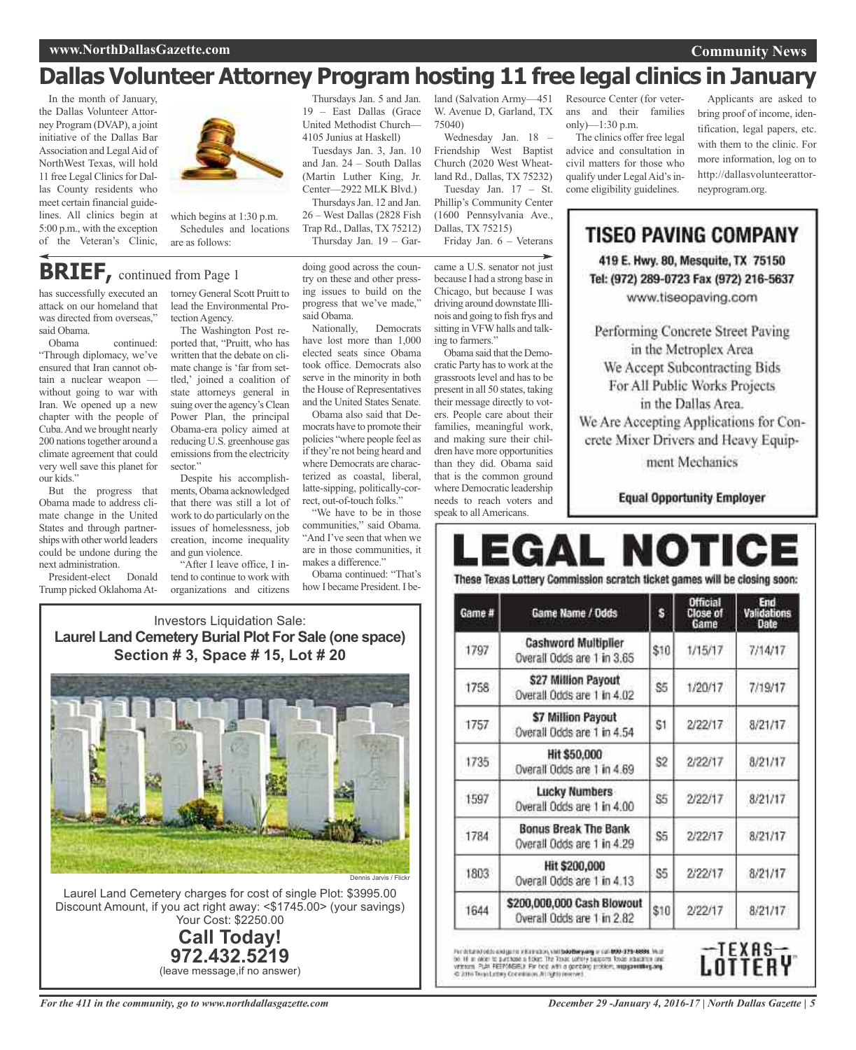# Dallas Volunteer Attorney Program hosting 11 free legal clinics in January

In the month of January, the Dallas Volunteer Attorney Program (DVAP), a joint initiative of the Dallas Bar Association and Legal Aid of NorthWest Texas, will hold 11 free Legal Clinics for Dallas County residents who meet certain financial guidelines. All clinics begin at 5:00 p.m., with the exception of the Veteran's Clinic, which begins at 1:30 p.m.

Schedules and locations are as follows:

Thursdays Jan. 5 and Jan. 19 – East Dallas (Grace United Methodist Church—4105 Junius at Haskell)

Tuesdays Jan. 3, Jan. 10 and Jan. 24 – South Dallas (Martin Luther King, Jr. Center—2922 MLK Blvd.)

Thursdays Jan. 12 and Jan. 26 – West Dallas (2828 Fish Trap Rd., Dallas, TX 75212)

Thursday Jan. 19 – Garland (Salvation Army—451 W. Avenue D, Garland, TX 75040)

Wednesday Jan. 18 – Friendship West Baptist Church (2020 West Wheatland Rd., Dallas, TX 75232)

Tuesday Jan. 17 – St. Phillip's Community Center (1600 Pennsylvania Ave., Dallas, TX 75215)

Friday Jan. 6 – Veterans Resource Center (for veterans and their families only)—1:30 p.m.

The clinics offer free legal advice and consultation in civil matters for those who qualify under Legal Aid's income eligibility guidelines.

Applicants are asked to bring proof of income, identification, legal papers, etc. with them to the clinic. For more information, log on to http://dallasvolunteerattorneyprogram.org.

## BRIEF, continued from Page 1

has successfully executed an attack on our homeland that was directed from overseas," said Obama.

Obama continued: "Through diplomacy, we've ensured that Iran cannot obtain a nuclear weapon — without going to war with Iran. We opened up a new chapter with the people of Cuba. And we brought nearly 200 nations together around a climate agreement that could very well save this planet for our kids."

But the progress that Obama made to address climate change in the United States and through partnerships with other world leaders could be undone during the next administration.

President-elect Donald Trump picked Oklahoma Attorney General Scott Pruitt to lead the Environmental Protection Agency.

The Washington Post reported that, "Pruitt, who has written that the debate on climate change is 'far from settled,' joined a coalition of state attorneys general in suing over the agency's Clean Power Plan, the principal Obama-era policy aimed at reducing U.S. greenhouse gas emissions from the electricity sector."

Despite his accomplishments, Obama acknowledged that there was still a lot of work to do particularly on the issues of homelessness, job creation, income inequality and gun violence.

"After I leave office, I intend to continue to work with organizations and citizens doing good across the country on these and other pressing issues to build on the progress that we've made," said Obama.

Nationally, Democrats have lost more than 1,000 elected seats since Obama took office. Democrats also serve in the minority in both the House of Representatives and the United States Senate.

Obama also said that Democrats have to promote their policies "where people feel as if they're not being heard and where Democrats are characterized as coastal, liberal, latte-sipping, politically-correct, out-of-touch folks."

"We have to be in those communities," said Obama. "And I've seen that when we are in those communities, it makes a difference."

Obama continued: "That's how I became President. I became a U.S. senator not just because I had a strong base in Chicago, but because I was driving around downstate Illinois and going to fish frys and sitting in VFW halls and talking to farmers."

Obama said that the Democratic Party has to work at the grassroots level and has to be present in all 50 states, taking their message directly to voters. People care about their families, meaningful work, and making sure their children have more opportunities than they did. Obama said that is the common ground where Democratic leadership needs to reach voters and speak to all Americans.

---

**TISEO PAVING COMPANY**

419 E. Hwy. 80, Mesquite, TX 75150
Tel: (972) 289-0723 Fax (972) 216-5637
www.tiseopaving.com

Performing Concrete Street Paving in the Metroplex Area
We Accept Subcontracting Bids For All Public Works Projects in the Dallas Area.
We Are Accepting Applications for Concrete Mixer Drivers and Heavy Equipment Mechanics

**Equal Opportunity Employer**

---

Investors Liquidation Sale:
**Laurel Land Cemetery Burial Plot For Sale (one space)**
**Section # 3, Space # 15, Lot # 20**

Dennis Jarvis / Flickr

Laurel Land Cemetery charges for cost of single Plot: $3995.00
Discount Amount, if you act right away: <$1745.00> (your savings)
Your Cost: $2250.00

**Call Today!**
**972.432.5219**
(leave message,if no answer)

---

# LEGAL NOTICE

**These Texas Lottery Commission scratch ticket games will be closing soon:**

| Game # | Game Name / Odds | $ | Official Close of Game | End Validations Date |
|---|---|---|---|---|
| 1797 | **Cashword Multiplier** Overall Odds are 1 in 3.65 | $10 | 1/15/17 | 7/14/17 |
| 1758 | **$27 Million Payout** Overall Odds are 1 in 4.02 | $5 | 1/20/17 | 7/19/17 |
| 1757 | **$7 Million Payout** Overall Odds are 1 in 4.54 | $1 | 2/22/17 | 8/21/17 |
| 1735 | **Hit $50,000** Overall Odds are 1 in 4.69 | $2 | 2/22/17 | 8/21/17 |
| 1597 | **Lucky Numbers** Overall Odds are 1 in 4.00 | $5 | 2/22/17 | 8/21/17 |
| 1784 | **Bonus Break The Bank** Overall Odds are 1 in 4.29 | $5 | 2/22/17 | 8/21/17 |
| 1803 | **Hit $200,000** Overall Odds are 1 in 4.13 | $5 | 2/22/17 | 8/21/17 |
| 1644 | **$200,000,000 Cash Blowout** Overall Odds are 1 in 2.82 | $10 | 2/22/17 | 8/21/17 |

For detailed odds and game information, visit txlottery.org or call 800-375-6886. Must be 18 or older to purchase a ticket. The Texas Lottery supports Texas education and veterans. PLAY RESPONSIBLY. For help with a gambling problem, ncpgambling.org. © 2016 Texas Lottery Commission. All rights reserved.

TEXAS LOTTERY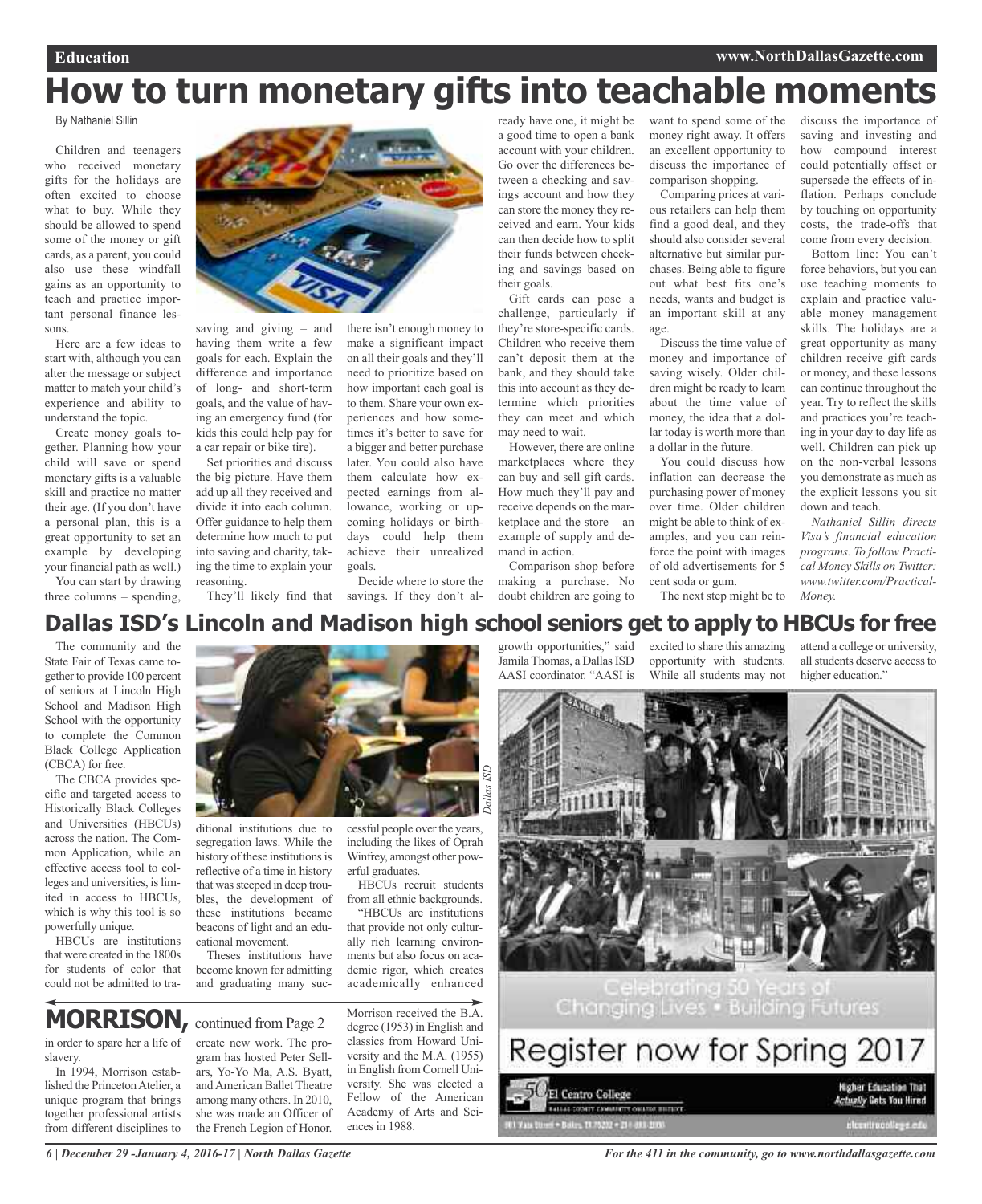# How to turn monetary gifts into teachable moments

By Nathaniel Sillin

Children and teenagers who received monetary gifts for the holidays are often excited to choose what to buy. While they should be allowed to spend some of the money or gift cards, as a parent, you could also use these windfall gains as an opportunity to teach and practice important personal finance lessons.

Here are a few ideas to start with, although you can alter the message or subject matter to match your child's experience and ability to understand the topic.

Create money goals together. Planning how your child will save or spend monetary gifts is a valuable skill and practice no matter their age. (If you don't have a personal plan, this is a great opportunity to set an example by developing your financial path as well.)

You can start by drawing three columns – spending, saving and giving – and having them write a few goals for each. Explain the difference and importance of long- and short-term goals, and the value of having an emergency fund (for kids this could help pay for a car repair or bike tire).

Set priorities and discuss the big picture. Have them add up all they received and divide it into each column. Offer guidance to help them determine how much to put into saving and charity, taking the time to explain your reasoning.

They'll likely find that there isn't enough money to make a significant impact on all their goals and they'll need to prioritize based on how important each goal is to them. Share your own experiences and how sometimes it's better to save for a bigger and better purchase later. You could also have them calculate how expected earnings from allowance, working or upcoming holidays or birthdays could help them achieve their unrealized goals.

Decide where to store the savings. If they don't already have one, it might be a good time to open a bank account with your children. Go over the differences between a checking and savings account and how they can store the money they received and earn. Your kids can then decide how to split their funds between checking and savings based on their goals.

Gift cards can pose a challenge, particularly if they're store-specific cards. Children who receive them can't deposit them at the bank, and they should take this into account as they determine which priorities they can meet and which may need to wait.

However, there are online marketplaces where they can buy and sell gift cards. How much they'll pay and receive depends on the marketplace and the store – an example of supply and demand in action.

Comparison shop before making a purchase. No doubt children are going to want to spend some of the money right away. It offers an excellent opportunity to discuss the importance of comparison shopping.

Comparing prices at various retailers can help them find a good deal, and they should also consider several alternative but similar purchases. Being able to figure out what best fits one's needs, wants and budget is an important skill at any age.

Discuss the time value of money and importance of saving wisely. Older children might be ready to learn about the time value of money, the idea that a dollar today is worth more than a dollar in the future.

You could discuss how inflation can decrease the purchasing power of money over time. Older children might be able to think of examples, and you can reinforce the point with images of old advertisements for 5 cent soda or gum.

The next step might be to discuss the importance of saving and investing and how compound interest could potentially offset or supersede the effects of inflation. Perhaps conclude by touching on opportunity costs, the trade-offs that come from every decision.

Bottom line: You can't force behaviors, but you can use teaching moments to explain and practice valuable money management skills. The holidays are a great opportunity as many children receive gift cards or money, and these lessons can continue throughout the year. Try to reflect the skills and practices you're teaching in your day to day life as well. Children can pick up on the non-verbal lessons you demonstrate as much as the explicit lessons you sit down and teach.

*Nathaniel Sillin directs Visa's financial education programs. To follow Practical Money Skills on Twitter: www.twitter.com/PracticalMoney.*

# Dallas ISD's Lincoln and Madison high school seniors get to apply to HBCUs for free

The community and the State Fair of Texas came together to provide 100 percent of seniors at Lincoln High School and Madison High School with the opportunity to complete the Common Black College Application (CBCA) for free.

The CBCA provides specific and targeted access to Historically Black Colleges and Universities (HBCUs) across the nation. The Common Application, while an effective access tool to colleges and universities, is limited in access to HBCUs, which is why this tool is so powerfully unique.

HBCUs are institutions that were created in the 1800s for students of color that could not be admitted to traditional institutions due to segregation laws. While the history of these institutions is reflective of a time in history that was steeped in deep troubles, the development of these institutions became beacons of light and an educational movement.

Theses institutions have become known for admitting and graduating many successful people over the years, including the likes of Oprah Winfrey, amongst other powerful graduates.

HBCUs recruit students from all ethnic backgrounds.

"HBCUs are institutions that provide not only culturally rich learning environments but also focus on academic rigor, which creates academically enhanced growth opportunities," said Jamila Thomas, a Dallas ISD AASI coordinator. "AASI is excited to share this amazing opportunity with students. While all students may not attend a college or university, all students deserve access to higher education."

*Dallas ISD*

## MORRISON, continued from Page 2

in order to spare her a life of slavery.

In 1994, Morrison established the Princeton Atelier, a unique program that brings together professional artists from different disciplines to create new work. The program has hosted Peter Sellars, Yo-Yo Ma, A.S. Byatt, and American Ballet Theatre among many others. In 2010, she was made an Officer of the French Legion of Honor.

Morrison received the B.A. degree (1953) in English and classics from Howard University and the M.A. (1955) in English from Cornell University. She was elected a Fellow of the American Academy of Arts and Sciences in 1988.

Celebrating 50 Years of Changing Lives • Building Futures

Register now for Spring 2017

El Centro College

Higher Education That *Actually* Gets You Hired

elcentrocollege.edu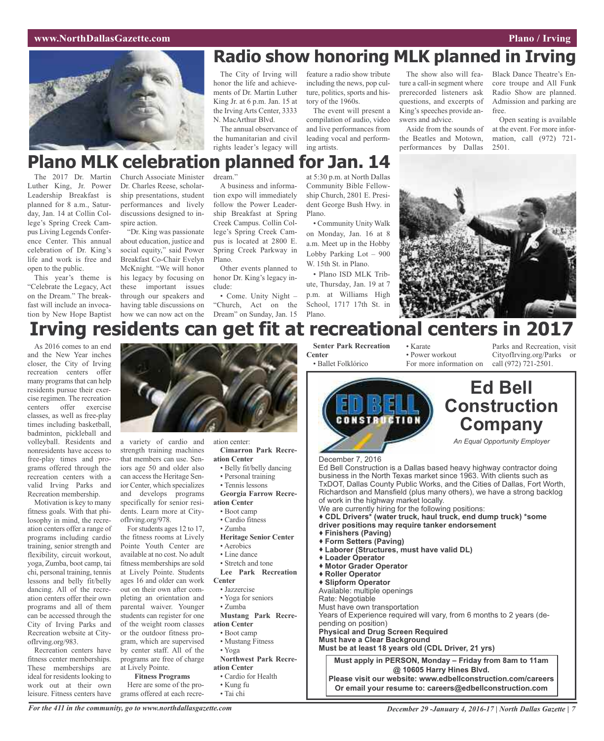# Radio show honoring MLK planned in Irving

The City of Irving will honor the life and achievements of Dr. Martin Luther King Jr. at 6 p.m. Jan. 15 at the Irving Arts Center, 3333 N. MacArthur Blvd.

The annual observance of the humanitarian and civil rights leader's legacy will feature a radio show tribute including the news, pop culture, politics, sports and history of the 1960s.

The event will present a compilation of audio, video and live performances from leading vocal and performing artists.

The show also will feature a call-in segment where prerecorded listeners ask questions, and excerpts of King's speeches provide answers and advice.

Aside from the sounds of the Beatles and Motown, performances by Dallas Black Dance Theatre's Encore troupe and All Funk Radio Show are planned. Admission and parking are free.

Open seating is available at the event. For more information, call (972) 721-2501.

# Plano MLK celebration planned for Jan. 14

The 2017 Dr. Martin Luther King, Jr. Power Leadership Breakfast is planned for 8 a.m., Saturday, Jan. 14 at Collin College's Spring Creek Campus Living Legends Conference Center. This annual celebration of Dr. King's life and work is free and open to the public.

This year's theme is "Celebrate the Legacy, Act on the Dream." The breakfast will include an invocation by New Hope Baptist Church Associate Minister Dr. Charles Reese, scholarship presentations, student performances and lively discussions designed to inspire action.

"Dr. King was passionate about education, justice and social equity," said Power Breakfast Co-Chair Evelyn McKnight. "We will honor his legacy by focusing on these important issues through our speakers and having table discussions on how we can now act on the dream."

A business and information expo will immediately follow the Power Leadership Breakfast at Spring Creek Campus. Collin College's Spring Creek Campus is located at 2800 E. Spring Creek Parkway in Plano.

Other events planned to honor Dr. King's legacy include:

- Come. Unity Night – "Church, Act on the Dream" on Sunday, Jan. 15 at 5:30 p.m. at North Dallas Community Bible Fellowship Church, 2801 E. President George Bush Hwy. in Plano.
- Community Unity Walk on Monday, Jan. 16 at 8 a.m. Meet up in the Hobby Lobby Parking Lot – 900 W. 15th St. in Plano.
- Plano ISD MLK Tribute, Thursday, Jan. 19 at 7 p.m. at Williams High School, 1717 17th St. in Plano.

# Irving residents can get fit at recreational centers in 2017

As 2016 comes to an end and the New Year inches closer, the City of Irving recreation centers offer many programs that can help residents pursue their exercise regimen. The recreation centers offer exercise classes, as well as free-play times including basketball, badminton, pickleball and volleyball. Residents and nonresidents have access to free-play times and programs offered through the recreation centers with a valid Irving Parks and Recreation membership.

Motivation is key to many fitness goals. With that philosophy in mind, the recreation centers offer a range of programs including cardio training, senior strength and flexibility, circuit workout, yoga, Zumba, boot camp, tai chi, personal training, tennis lessons and belly fit/belly dancing. All of the recreation centers offer their own programs and all of them can be accessed through the City of Irving Parks and Recreation website at CityofIrving.org/983.

Recreation centers have fitness center memberships. These memberships are ideal for residents looking to work out at their own leisure. Fitness centers have a variety of cardio and strength training machines that members can use. Seniors age 50 and older also can access the Heritage Senior Center, which specializes and develops programs specifically for senior residents. Learn more at CityofIrving.org/978.

For students ages 12 to 17, the fitness rooms at Lively Pointe Youth Center are available at no cost. No adult fitness memberships are sold at Lively Pointe. Students ages 16 and older can work out on their own after completing an orientation and parental waiver. Younger students can register for one of the weight room classes or the outdoor fitness program, which are supervised by center staff. All of the programs are free of charge at Lively Pointe.

**Fitness Programs**

Here are some of the programs offered at each recreation center:

**Cimarron Park Recreation Center**
- Belly fit/belly dancing
- Personal training
- Tennis lessons

**Georgia Farrow Recreation Center**
- Boot camp
- Cardio fitness
- Zumba

**Heritage Senior Center**
- Aerobics
- Line dance
- Stretch and tone

**Lee Park Recreation Center**
- Jazzercise
- Yoga for seniors
- Zumba

**Mustang Park Recreation Center**
- Boot camp
- Mustang Fitness
- Yoga

**Northwest Park Recreation Center**
- Cardio for Health
- Kung fu
- Tai chi

**Senter Park Recreation Center**
- Ballet Folklórico
- Karate
- Power workout

For more information on Parks and Recreation, visit CityofIrving.org/Parks or call (972) 721-2501.

---

# Ed Bell Construction Company

*An Equal Opportunity Employer*

December 7, 2016

Ed Bell Construction is a Dallas based heavy highway contractor doing business in the North Texas market since 1963. With clients such as TxDOT, Dallas County Public Works, and the Cities of Dallas, Fort Worth, Richardson and Mansfield (plus many others), we have a strong backlog of work in the highway market locally.

We are currently hiring for the following positions:

- **CDL Drivers\* (water truck, haul truck, end dump truck) \*some driver positions may require tanker endorsement**
- **Finishers (Paving)**
- **Form Setters (Paving)**
- **Laborer (Structures, must have valid DL)**
- **Loader Operator**
- **Motor Grader Operator**
- **Roller Operator**
- **Slipform Operator**

Available: multiple openings
Rate: Negotiable
Must have own transportation
Years of Experience required will vary, from 6 months to 2 years (depending on position)
**Physical and Drug Screen Required**
**Must have a Clear Background**
**Must be at least 18 years old (CDL Driver, 21 yrs)**

**Must apply in PERSON, Monday – Friday from 8am to 11am @ 10605 Harry Hines Blvd.**
**Please visit our website: www.edbellconstruction.com/careers**
**Or email your resume to: careers@edbellconstruction.com**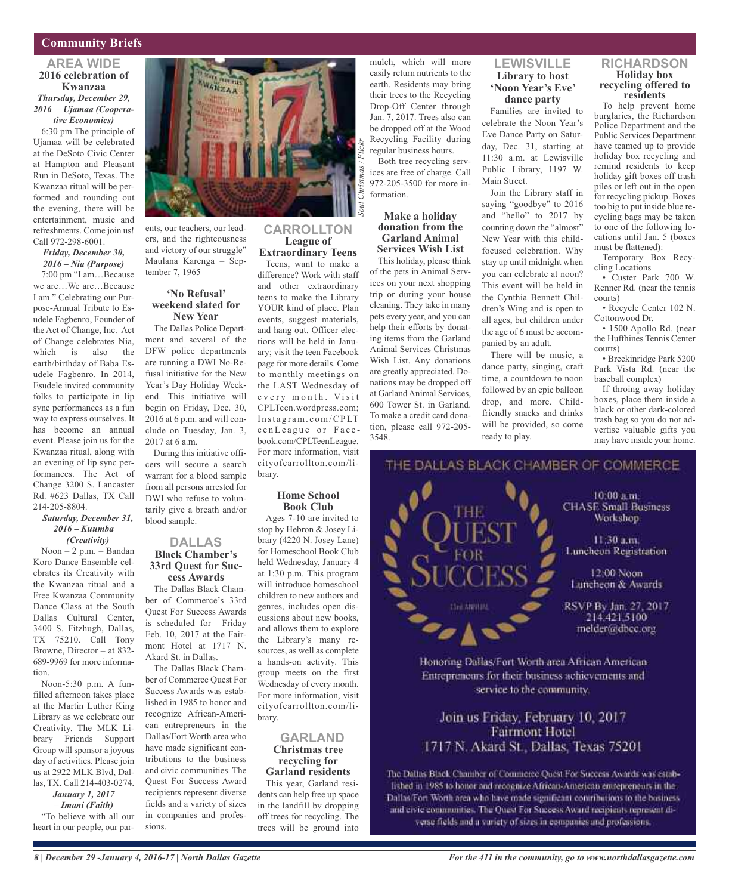## Community Briefs

### AREA WIDE

**2016 celebration of Kwanzaa**

***Thursday, December 29, 2016 – Ujamaa (Cooperative Economics)***

6:30 pm The principle of Ujamaa will be celebrated at the DeSoto Civic Center at Hampton and Pleasant Run in DeSoto, Texas. The Kwanzaa ritual will be performed and rounding out the evening, there will be entertainment, music and refreshments. Come join us! Call 972-298-6001.

***Friday, December 30, 2016 – Nia (Purpose)***

7:00 pm "I am…Because we are…We are…Because I am." Celebrating our Purpose-Annual Tribute to Esudele Fagbenro, Founder of the Act of Change, Inc. Act of Change celebrates Nia, which is also the earth/birthday of Baba Esudele Fagbenro. In 2014, Esudele invited community folks to participate in lip sync performances as a fun way to express ourselves. It has become an annual event. Please join us for the Kwanzaa ritual, along with an evening of lip sync performances. The Act of Change 3200 S. Lancaster Rd. #623 Dallas, TX Call 214-205-8804.

***Saturday, December 31, 2016 – Kuumba (Creativity)***

Noon – 2 p.m. – Bandan Koro Dance Ensemble celebrates its Creativity with the Kwanzaa ritual and a Free Kwanzaa Community Dance Class at the South Dallas Cultural Center, 3400 S. Fitzhugh, Dallas, TX 75210. Call Tony Browne, Director – at 832-689-9969 for more information.

Noon-5:30 p.m. A fun-filled afternoon takes place at the Martin Luther King Library as we celebrate our Creativity. The MLK Library Friends Support Group will sponsor a joyous day of activities. Please join us at 2922 MLK Blvd, Dallas, TX. Call 214-403-0274.

***January 1, 2017 – Imani (Faith)***

"To believe with all our heart in our people, our parents, our teachers, our leaders, and the righteousness and victory of our struggle" Maulana Karenga – September 7, 1965

*Soul Christmas / Flickr*

**'No Refusal' weekend slated for New Year**

The Dallas Police Department and several of the DFW police departments are running a DWI No-Refusal initiative for the New Year's Day Holiday Weekend. This initiative will begin on Friday, Dec. 30, 2016 at 6 p.m. and will conclude on Tuesday, Jan. 3, 2017 at 6 a.m.

During this initiative officers will secure a search warrant for a blood sample from all persons arrested for DWI who refuse to voluntarily give a breath and/or blood sample.

### DALLAS

**Black Chamber's 33rd Quest for Success Awards**

The Dallas Black Chamber of Commerce's 33rd Quest For Success Awards is scheduled for Friday Feb. 10, 2017 at the Fairmont Hotel at 1717 N. Akard St. in Dallas.

The Dallas Black Chamber of Commerce Quest For Success Awards was established in 1985 to honor and recognize African-American entrepreneurs in the Dallas/Fort Worth area who have made significant contributions to the business and civic communities. The Quest For Success Award recipients represent diverse fields and a variety of sizes in companies and professions.

### CARROLLTON

**League of Extraordinary Teens**

Teens, want to make a difference? Work with staff and other extraordinary teens to make the Library YOUR kind of place. Plan events, suggest materials, and hang out. Officer elections will be held in January; visit the teen Facebook page for more details. Come to monthly meetings on the LAST Wednesday of every month. Visit CPLTeen.wordpress.com; Instagram.com/CPLTeenLeague or Facebook.com/CPLTeenLeague. For more information, visit cityofcarrollton.com/library.

**Home School Book Club**

Ages 7-10 are invited to stop by Hebron & Josey Library (4220 N. Josey Lane) for Homeschool Book Club held Wednesday, January 4 at 1:30 p.m. This program will introduce homeschool children to new authors and genres, includes open discussions about new books, and allows them to explore the Library's many resources, as well as complete a hands-on activity. This group meets on the first Wednesday of every month. For more information, visit cityofcarrollton.com/library.

### GARLAND

**Christmas tree recycling for Garland residents**

This year, Garland residents can help free up space in the landfill by dropping off trees for recycling. The trees will be ground into mulch, which will more easily return nutrients to the earth. Residents may bring their trees to the Recycling Drop-Off Center through Jan. 7, 2017. Trees also can be dropped off at the Wood Recycling Facility during regular business hours.

Both tree recycling services are free of charge. Call 972-205-3500 for more information.

**Make a holiday donation from the Garland Animal Services Wish List**

This holiday, please think of the pets in Animal Services on your next shopping trip or during your house cleaning. They take in many pets every year, and you can help their efforts by donating items from the Garland Animal Services Christmas Wish List. Any donations are greatly appreciated. Donations may be dropped off at Garland Animal Services, 600 Tower St. in Garland. To make a credit card donation, please call 972-205-3548.

### LEWISVILLE

**Library to host 'Noon Year's Eve' dance party**

Families are invited to celebrate the Noon Year's Eve Dance Party on Saturday, Dec. 31, starting at 11:30 a.m. at Lewisville Public Library, 1197 W. Main Street.

Join the Library staff in saying "goodbye" to 2016 and "hello" to 2017 by counting down the "almost" New Year with this child-focused celebration. Why stay up until midnight when you can celebrate at noon? This event will be held in the Cynthia Bennett Children's Wing and is open to all ages, but children under the age of 6 must be accompanied by an adult.

There will be music, a dance party, singing, craft time, a countdown to noon followed by an epic balloon drop, and more. Child-friendly snacks and drinks will be provided, so come ready to play.

### RICHARDSON

**Holiday box recycling offered to residents**

To help prevent home burglaries, the Richardson Police Department and the Public Services Department have teamed up to provide holiday box recycling and remind residents to keep holiday gift boxes off trash piles or left out in the open for recycling pickup. Boxes too big to put inside blue recycling bags may be taken to one of the following locations until Jan. 5 (boxes must be flattened):

Temporary Box Recycling Locations

- Custer Park 700 W. Renner Rd. (near the tennis courts)
- Recycle Center 102 N. Cottonwood Dr.
- 1500 Apollo Rd. (near the Huffhines Tennis Center courts)
- Breckinridge Park 5200 Park Vista Rd. (near the baseball complex)

If throwing away holiday boxes, place them inside a black or other dark-colored trash bag so you do not advertise valuable gifts you may have inside your home.

---

**THE DALLAS BLACK CHAMBER OF COMMERCE**

**THE QUEST FOR SUCCESS**

33rd ANNUAL

10:00 a.m. CHASE Small Business Workshop

11:30 a.m. Luncheon Registration

12:00 Noon Luncheon & Awards

RSVP By Jan. 27, 2017
214.421.5100
melder@dbcc.org

Honoring Dallas/Fort Worth area African American Entrepreneurs for their business achievements and service to the community.

Join us Friday, February 10, 2017
Fairmont Hotel
1717 N. Akard St., Dallas, Texas 75201

The Dallas Black Chamber of Commerce Quest For Success Awards was established in 1985 to honor and recognize African-American entrepreneurs in the Dallas/Fort Worth area who have made significant contributions to the business and civic communities. The Quest For Success Award recipients represent diverse fields and a variety of sizes in companies and professions.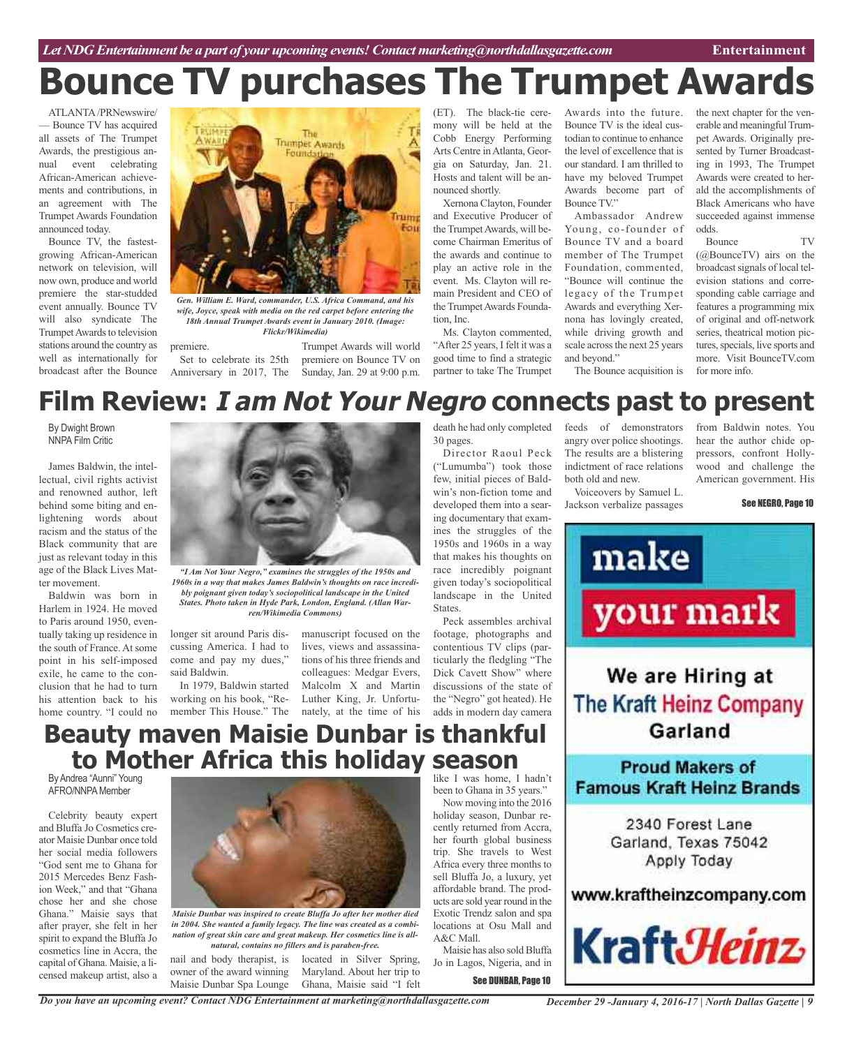# Bounce TV purchases The Trumpet Awards

ATLANTA /PRNewswire/ — Bounce TV has acquired all assets of The Trumpet Awards, the prestigious annual event celebrating African-American achievements and contributions, in an agreement with The Trumpet Awards Foundation announced today.

Bounce TV, the fastest-growing African-American network on television, will now own, produce and world premiere the star-studded event annually. Bounce TV will also syndicate The Trumpet Awards to television stations around the country as well as internationally for broadcast after the Bounce premiere.

*Gen. William E. Ward, commander, U.S. Africa Command, and his wife, Joyce, speak with media on the red carpet before entering the 18th Annual Trumpet Awards event in January 2010. (Image: Flickr/Wikimedia)*

Set to celebrate its 25th Anniversary in 2017, The Trumpet Awards will world premiere on Bounce TV on Sunday, Jan. 29 at 9:00 p.m. (ET). The black-tie ceremony will be held at the Cobb Energy Performing Arts Centre in Atlanta, Georgia on Saturday, Jan. 21. Hosts and talent will be announced shortly.

Xernona Clayton, Founder and Executive Producer of the Trumpet Awards, will become Chairman Emeritus of the awards and continue to play an active role in the event. Ms. Clayton will remain President and CEO of the Trumpet Awards Foundation, Inc.

Ms. Clayton commented, "After 25 years, I felt it was a good time to find a strategic partner to take The Trumpet Awards into the future. Bounce TV is the ideal custodian to continue to enhance the level of excellence that is our standard. I am thrilled to have my beloved Trumpet Awards become part of Bounce TV."

Ambassador Andrew Young, co-founder of Bounce TV and a board member of The Trumpet Foundation, commented, "Bounce will continue the legacy of the Trumpet Awards and everything Xernona has lovingly created, while driving growth and scale across the next 25 years and beyond."

The Bounce acquisition is the next chapter for the venerable and meaningful Trumpet Awards. Originally presented by Turner Broadcasting in 1993, The Trumpet Awards were created to herald the accomplishments of Black Americans who have succeeded against immense odds.

Bounce TV (@BounceTV) airs on the broadcast signals of local television stations and corresponding cable carriage and features a programming mix of original and off-network series, theatrical motion pictures, specials, live sports and more. Visit BounceTV.com for more info.

# Film Review: *I am Not Your Negro* connects past to present

By Dwight Brown
NNPA Film Critic

James Baldwin, the intellectual, civil rights activist and renowned author, left behind some biting and enlightening words about racism and the status of the Black community that are just as relevant today in this age of the Black Lives Matter movement.

*"I Am Not Your Negro," examines the struggles of the 1950s and 1960s in a way that makes James Baldwin's thoughts on race incredibly poignant given today's sociopolitical landscape in the United States. Photo taken in Hyde Park, London, England. (Allan Warren/Wikimedia Commons)*

Baldwin was born in Harlem in 1924. He moved to Paris around 1950, eventually taking up residence in the south of France. At some point in his self-imposed exile, he came to the conclusion that he had to turn his attention back to his home country. "I could no longer sit around Paris discussing America. I had to come and pay my dues," said Baldwin.

In 1979, Baldwin started working on his book, "Remember This House." The manuscript focused on the lives, views and assassinations of his three friends and colleagues: Medgar Evers, Malcolm X and Martin Luther King, Jr. Unfortunately, at the time of his death he had only completed 30 pages.

Director Raoul Peck ("Lumumba") took those few, initial pieces of Baldwin's non-fiction tome and developed them into a searing documentary that examines the struggles of the 1950s and 1960s in a way that makes his thoughts on race incredibly poignant given today's sociopolitical landscape in the United States.

Peck assembles archival footage, photographs and contentious TV clips (particularly the fledgling "The Dick Cavett Show" where discussions of the state of the "Negro" got heated). He adds in modern day camera feeds of demonstrators angry over police shootings. The results are a blistering indictment of race relations both old and new.

Voiceovers by Samuel L. Jackson verbalize passages from Baldwin notes. You hear the author chide oppressors, confront Hollywood and challenge the American government. His

See NEGRO, Page 10

# Beauty maven Maisie Dunbar is thankful to Mother Africa this holiday season

By Andrea "Aunni" Young
AFRO/NNPA Member

Celebrity beauty expert and Bluffa Jo Cosmetics creator Maisie Dunbar once told her social media followers "God sent me to Ghana for 2015 Mercedes Benz Fashion Week," and that "Ghana chose her and she chose Ghana." Maisie says that after prayer, she felt in her spirit to expand the Bluffa Jo cosmetics line in Accra, the capital of Ghana. Maisie, a licensed makeup artist, also a nail and body therapist, is owner of the award winning Maisie Dunbar Spa Lounge located in Silver Spring, Maryland. About her trip to Ghana, Maisie said "I felt like I was home, I hadn't been to Ghana in 35 years."

*Maisie Dunbar was inspired to create Bluffa Jo after her mother died in 2004. She wanted a family legacy. The line was created as a combination of great skin care and great makeup. Her cosmetics line is all-natural, contains no fillers and is paraben-free.*

Now moving into the 2016 holiday season, Dunbar recently returned from Accra, her fourth global business trip. She travels to West Africa every three months to sell Bluffa Jo, a luxury, yet affordable brand. The products are sold year round in the Exotic Trendz salon and spa locations at Osu Mall and A&C Mall.

Maisie has also sold Bluffa Jo in Lagos, Nigeria, and in

See DUNBAR, Page 10

make your mark

We are Hiring at The Kraft Heinz Company Garland

Proud Makers of Famous Kraft Heinz Brands

2340 Forest Lane
Garland, Texas 75042
Apply Today

www.kraftheinzcompany.com

KraftHeinz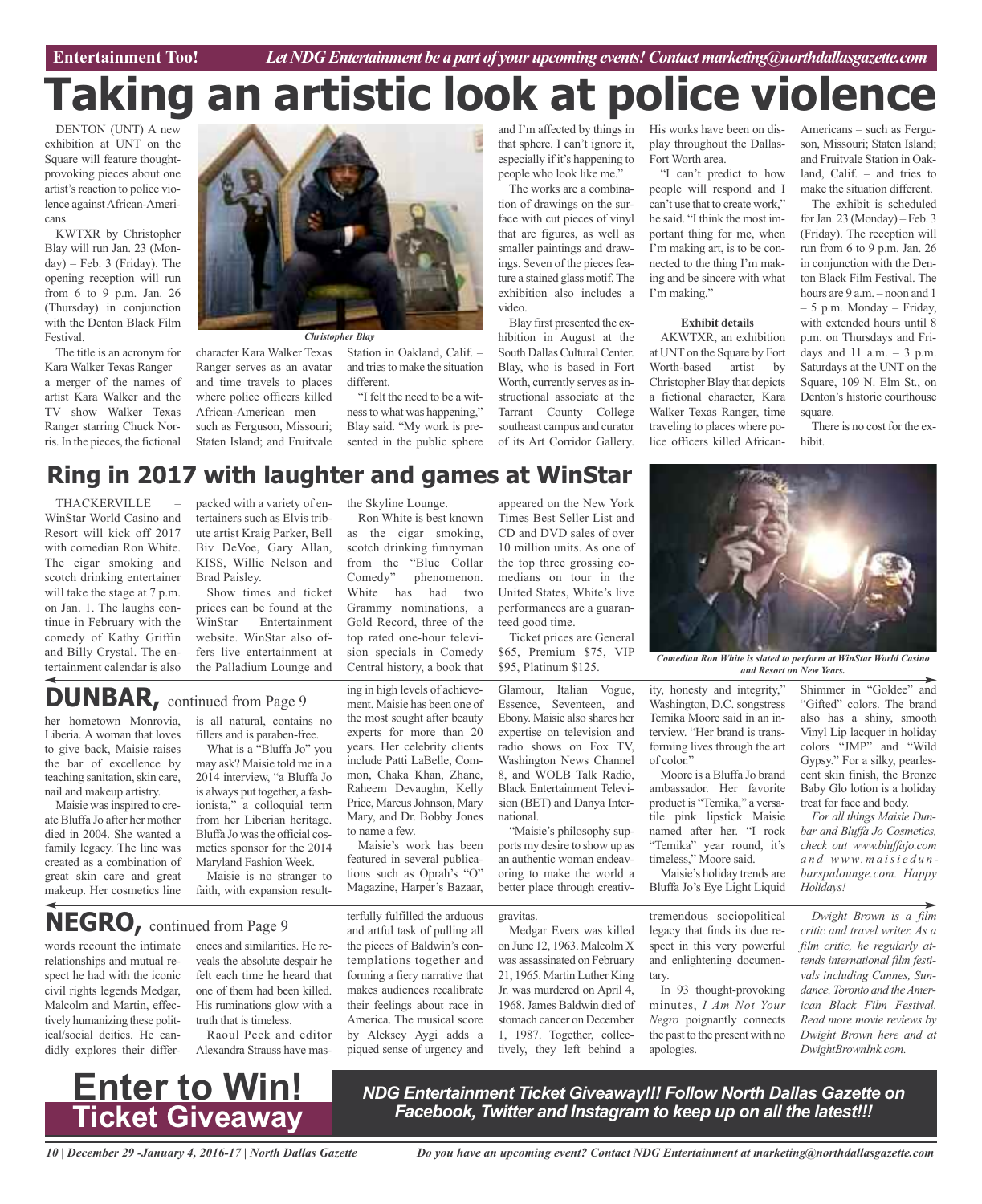Entertainment Too! *Let NDG Entertainment be a part of your upcoming events! Contact marketing@northdallasgazette.com*

# Taking an artistic look at police violence

DENTON (UNT) A new exhibition at UNT on the Square will feature thought-provoking pieces about one artist's reaction to police violence against African-Americans.

KWTXR by Christopher Blay will run Jan. 23 (Monday) – Feb. 3 (Friday). The opening reception will run from 6 to 9 p.m. Jan. 26 (Thursday) in conjunction with the Denton Black Film Festival.

The title is an acronym for Kara Walker Texas Ranger – a merger of the names of artist Kara Walker and the TV show Walker Texas Ranger starring Chuck Norris. In the pieces, the fictional character Kara Walker Texas Ranger serves as an avatar and time travels to places where police officers killed African-American men – such as Ferguson, Missouri; Staten Island; and Fruitvale Station in Oakland, Calif. – and tries to make the situation different.

*Christopher Blay*

"I felt the need to be a witness to what was happening," Blay said. "My work is presented in the public sphere and I'm affected by things in that sphere. I can't ignore it, especially if it's happening to people who look like me."

The works are a combination of drawings on the surface with cut pieces of vinyl that are figures, as well as smaller paintings and drawings. Seven of the pieces feature a stained glass motif. The exhibition also includes a video.

Blay first presented the exhibition in August at the South Dallas Cultural Center. Blay, who is based in Fort Worth, currently serves as instructional associate at the Tarrant County College southeast campus and curator of its Art Corridor Gallery. His works have been on display throughout the Dallas-Fort Worth area.

"I can't predict to how people will respond and I can't use that to create work," he said. "I think the most important thing for me, when I'm making art, is to be connected to the thing I'm making and be sincere with what I'm making."

**Exhibit details**

AKWTXR, an exhibition at UNT on the Square by Fort Worth-based artist by Christopher Blay that depicts a fictional character, Kara Walker Texas Ranger, time traveling to places where police officers killed African-Americans – such as Ferguson, Missouri; Staten Island; and Fruitvale Station in Oakland, Calif. – and tries to make the situation different.

The exhibit is scheduled for Jan. 23 (Monday) – Feb. 3 (Friday). The reception will run from 6 to 9 p.m. Jan. 26 in conjunction with the Denton Black Film Festival. The hours are 9 a.m. – noon and 1 – 5 p.m. Monday – Friday, with extended hours until 8 p.m. on Thursdays and Fridays and 11 a.m. – 3 p.m. Saturdays at the UNT on the Square, 109 N. Elm St., on Denton's historic courthouse square.

There is no cost for the exhibit.

## Ring in 2017 with laughter and games at WinStar

THACKERVILLE – WinStar World Casino and Resort will kick off 2017 with comedian Ron White. The cigar smoking and scotch drinking entertainer will take the stage at 7 p.m. on Jan. 1. The laughs continue in February with the comedy of Kathy Griffin and Billy Crystal. The entertainment calendar is also packed with a variety of entertainers such as Elvis tribute artist Kraig Parker, Bell Biv DeVoe, Gary Allan, KISS, Willie Nelson and Brad Paisley.

Show times and ticket prices can be found at the WinStar Entertainment website. WinStar also offers live entertainment at the Palladium Lounge and the Skyline Lounge.

Ron White is best known as the cigar smoking, scotch drinking funnyman from the "Blue Collar Comedy" phenomenon. White has had two Grammy nominations, a Gold Record, three of the top rated one-hour television specials in Comedy Central history, a book that appeared on the New York Times Best Seller List and CD and DVD sales of over 10 million units. As one of the top three grossing comedians on tour in the United States, White's live performances are a guaranteed good time.

Ticket prices are General $65, Premium $75, VIP $95, Platinum $125.

*Comedian Ron White is slated to perform at WinStar World Casino and Resort on New Years.*

## DUNBAR, continued from Page 9

her hometown Monrovia, Liberia. A woman that loves to give back, Maisie raises the bar of excellence by teaching sanitation, skin care, nail and makeup artistry.

Maisie was inspired to create Bluffa Jo after her mother died in 2004. She wanted a family legacy. The line was created as a combination of great skin care and great makeup. Her cosmetics line is all natural, contains no fillers and is paraben-free.

What is a "Bluffa Jo" you may ask? Maisie told me in a 2014 interview, "a Bluffa Jo is always put together, a fashionista," a colloquial term from her Liberian heritage. Bluffa Jo was the official cosmetics sponsor for the 2014 Maryland Fashion Week.

Maisie is no stranger to faith, with expansion resulting in high levels of achievement. Maisie has been one of the most sought after beauty experts for more than 20 years. Her celebrity clients include Patti LaBelle, Common, Chaka Khan, Zhane, Raheem Devaughn, Kelly Price, Marcus Johnson, Mary Mary, and Dr. Bobby Jones to name a few.

Maisie's work has been featured in several publications such as Oprah's "O" Magazine, Harper's Bazaar, Glamour, Italian Vogue, Essence, Seventeen, and Ebony. Maisie also shares her expertise on television and radio shows on Fox TV, Washington News Channel 8, and WOLB Talk Radio, Black Entertainment Television (BET) and Danya International.

"Maisie's philosophy supports my desire to show up as an authentic woman endeavoring to make the world a better place through creativity, honesty and integrity," Washington, D.C. songstress Temika Moore said in an interview. "Her brand is transforming lives through the art of color."

Moore is a Bluffa Jo brand ambassador. Her favorite product is "Temika," a versatile pink lipstick Maisie named after her. "I rock "Temika" year round, it's timeless," Moore said.

Maisie's holiday trends are Bluffa Jo's Eye Light Liquid Shimmer in "Goldee" and "Gifted" colors. The brand also has a shiny, smooth Vinyl Lip lacquer in holiday colors "JMP" and "Wild Gypsy." For a silky, pearlescent skin finish, the Bronze Baby Glo lotion is a holiday treat for face and body.

*For all things Maisie Dunbar and Bluffa Jo Cosmetics, check out www.bluffajo.com and www.maisiedunbarspalounge.com. Happy Holidays!*

## NEGRO, continued from Page 9

words recount the intimate relationships and mutual respect he had with the iconic civil rights legends Medgar, Malcolm and Martin, effectively humanizing these political/social deities. He candidly explores their differences and similarities. He reveals the absolute despair he felt each time he heard that one of them had been killed. His ruminations glow with a truth that is timeless.

Raoul Peck and editor Alexandra Strauss have masterfully fulfilled the arduous and artful task of pulling all the pieces of Baldwin's contemplations together and forming a fiery narrative that makes audiences recalibrate their feelings about race in America. The musical score by Aleksey Aygi adds a piqued sense of urgency and gravitas.

Medgar Evers was killed on June 12, 1963. Malcolm X was assassinated on February 21, 1965. Martin Luther King Jr. was murdered on April 4, 1968. James Baldwin died of stomach cancer on December 1, 1987. Together, collectively, they left behind a tremendous sociopolitical legacy that finds its due respect in this very powerful and enlightening documentary.

In 93 thought-provoking minutes, *I Am Not Your Negro* poignantly connects the past to the present with no apologies.

*Dwight Brown is a film critic and travel writer. As a film critic, he regularly attends international film festivals including Cannes, Sundance, Toronto and the American Black Film Festival. Read more movie reviews by Dwight Brown here and at DwightBrownInk.com.*

**Enter to Win! Ticket Giveaway**

***NDG Entertainment Ticket Giveaway!!! Follow North Dallas Gazette on Facebook, Twitter and Instagram to keep up on all the latest!!!***

*Do you have an upcoming event? Contact NDG Entertainment at marketing@northdallasgazette.com*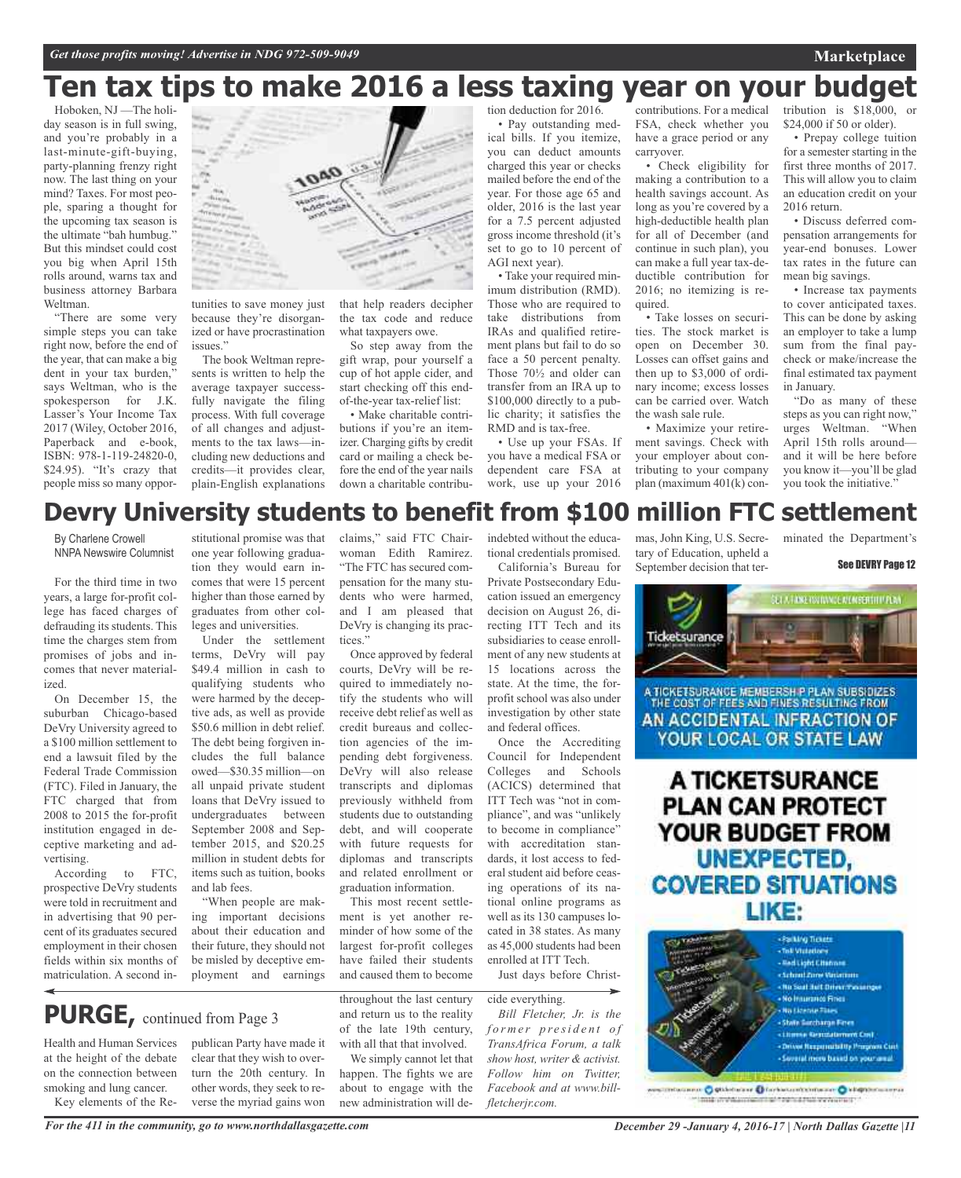# Ten tax tips to make 2016 a less taxing year on your budget

Hoboken, NJ —The holiday season is in full swing, and you're probably in a last-minute-gift-buying, party-planning frenzy right now. The last thing on your mind? Taxes. For most people, sparing a thought for the upcoming tax season is the ultimate "bah humbug." But this mindset could cost you big when April 15th rolls around, warns tax and business attorney Barbara Weltman.

"There are some very simple steps you can take right now, before the end of the year, that can make a big dent in your tax burden," says Weltman, who is the spokesperson for J.K. Lasser's Your Income Tax 2017 (Wiley, October 2016, Paperback and e-book, ISBN: 978-1-119-24820-0, $24.95). "It's crazy that people miss so many opportunities to save money just because they're disorganized or have procrastination issues."

The book Weltman represents is written to help the average taxpayer successfully navigate the filing process. With full coverage of all changes and adjustments to the tax laws—including new deductions and credits—it provides clear, plain-English explanations that help readers decipher the tax code and reduce what taxpayers owe.

So step away from the gift wrap, pour yourself a cup of hot apple cider, and start checking off this end-of-the-year tax-relief list:

- Make charitable contributions if you're an itemizer. Charging gifts by credit card or mailing a check before the end of the year nails down a charitable contribution deduction for 2016.
- Pay outstanding medical bills. If you itemize, you can deduct amounts charged this year or checks mailed before the end of the year. For those age 65 and older, 2016 is the last year for a 7.5 percent adjusted gross income threshold (it's set to go to 10 percent of AGI next year).
- Take your required minimum distribution (RMD). Those who are required to take distributions from IRAs and qualified retirement plans but fail to do so face a 50 percent penalty. Those 70½ and older can transfer from an IRA up to $100,000 directly to a public charity; it satisfies the RMD and is tax-free.
- Use up your FSAs. If you have a medical FSA or dependent care FSA at work, use up your 2016 contributions. For a medical FSA, check whether you have a grace period or any carryover.
- Check eligibility for making a contribution to a health savings account. As long as you're covered by a high-deductible health plan for all of December (and continue in such plan), you can make a full year tax-deductible contribution for 2016; no itemizing is required.
- Take losses on securities. The stock market is open on December 30. Losses can offset gains and then up to $3,000 of ordinary income; excess losses can be carried over. Watch the wash sale rule.
- Maximize your retirement savings. Check with your employer about contributing to your company plan (maximum 401(k) contribution is $18,000, or $24,000 if 50 or older).
- Prepay college tuition for a semester starting in the first three months of 2017. This will allow you to claim an education credit on your 2016 return.
- Discuss deferred compensation arrangements for year-end bonuses. Lower tax rates in the future can mean big savings.
- Increase tax payments to cover anticipated taxes. This can be done by asking an employer to take a lump sum from the final paycheck or make/increase the final estimated tax payment in January.

"Do as many of these steps as you can right now," urges Weltman. "When April 15th rolls around—and it will be here before you know it—you'll be glad you took the initiative."

# Devry University students to benefit from $100 million FTC settlement

By Charlene Crowell
NNPA Newswire Columnist

For the third time in two years, a large for-profit college has faced charges of defrauding its students. This time the charges stem from promises of jobs and incomes that never materialized.

On December 15, the suburban Chicago-based DeVry University agreed to a $100 million settlement to end a lawsuit filed by the Federal Trade Commission (FTC). Filed in January, the FTC charged that from 2008 to 2015 the for-profit institution engaged in deceptive marketing and advertising.

According to FTC, prospective DeVry students were told in recruitment and in advertising that 90 percent of its graduates secured employment in their chosen fields within six months of matriculation. A second institutional promise was that one year following graduation they would earn incomes that were 15 percent higher than those earned by graduates from other colleges and universities.

Under the settlement terms, DeVry will pay $49.4 million in cash to qualifying students who were harmed by the deceptive ads, as well as provide $50.6 million in debt relief. The debt being forgiven includes the full balance owed—$30.35 million—on all unpaid private student loans that DeVry issued to undergraduates between September 2008 and September 2015, and $20.25 million in student debts for items such as tuition, books and lab fees.

"When people are making important decisions about their education and their future, they should not be misled by deceptive employment and earnings claims," said FTC Chairwoman Edith Ramirez. "The FTC has secured compensation for the many students who were harmed, and I am pleased that DeVry is changing its practices."

Once approved by federal courts, DeVry will be required to immediately notify the students who will receive debt relief as well as credit bureaus and collection agencies of the impending debt forgiveness. DeVry will also release transcripts and diplomas previously withheld from students due to outstanding debt, and will cooperate with future requests for diplomas and transcripts and related enrollment or graduation information.

This most recent settlement is yet another reminder of how some of the largest for-profit colleges have failed their students and caused them to become indebted without the educational credentials promised.

California's Bureau for Private Postsecondary Education issued an emergency decision on August 26, directing ITT Tech and its subsidiaries to cease enrollment of any new students at 15 locations across the state. At the time, the for-profit school was also under investigation by other state and federal offices.

Once the Accrediting Council for Independent Colleges and Schools (ACICS) determined that ITT Tech was "not in compliance", and was "unlikely to become in compliance" with accreditation standards, it lost access to federal student aid before ceasing operations of its national online programs as well as its 130 campuses located in 38 states. As many as 45,000 students had been enrolled at ITT Tech.

Just days before Christmas, John King, U.S. Secretary of Education, upheld a September decision that terminated the Department's

See DEVRY Page 12

# PURGE, continued from Page 3

Health and Human Services at the height of the debate on the connection between smoking and lung cancer.

Key elements of the Republican Party have made it clear that they wish to overturn the 20th century. In other words, they seek to reverse the myriad gains won throughout the last century and return us to the reality of the late 19th century, with all that that involved.

We simply cannot let that happen. The fights we are about to engage with the new administration will decide everything.

*Bill Fletcher, Jr. is the former president of TransAfrica Forum, a talk show host, writer & activist. Follow him on Twitter, Facebook and at www.billfletcherjr.com.*

A TICKETSURANCE MEMBERSHIP PLAN SUBSIDIZES THE COST OF FEES AND FINES RESULTING FROM AN ACCIDENTAL INFRACTION OF YOUR LOCAL OR STATE LAW

A TICKETSURANCE PLAN CAN PROTECT YOUR BUDGET FROM UNEXPECTED, COVERED SITUATIONS LIKE:

- Parking Tickets
- Toll Violations
- Red Light Citations
- School Zone Violations
- No Seat Belt Driver/Passenger
- No Insurance Fines
- No License Fines
- State Surcharge Fines
- License Reinstatement Cost
- Driver Responsibility Program Cost
- Several more based on your area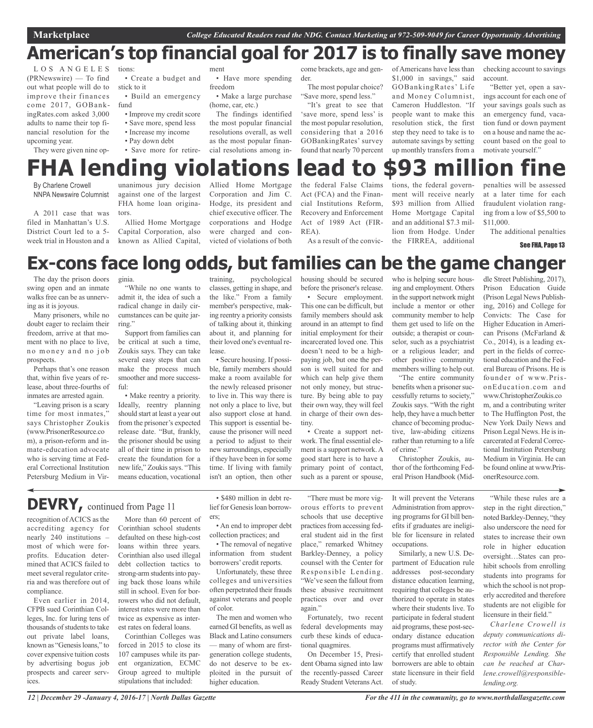## American's top financial goal for 2017 is to finally save money

LOS ANGELES (PRNewswire) — To find out what people will do to improve their finances come 2017, GOBankingRates.com asked 3,000 adults to name their top financial resolution for the upcoming year.

They were given nine options:

- Create a budget and stick to it
- Build an emergency fund
- Improve my credit score
- Save more, spend less
- Increase my income
- Pay down debt
- Save more for retirement
- Have more spending freedom
- Make a large purchase (home, car, etc.)

The findings identified the most popular financial resolutions overall, as well as the most popular financial resolutions among income brackets, age and gender.

The most popular choice? "Save more, spend less."

"It's great to see that 'save more, spend less' is the most popular resolution, considering that a 2016 GOBankingRates' survey found that nearly 70 percent of Americans have less than $1,000 in savings," said GOBankingRates' Life and Money Columnist, Cameron Huddleston. "If people want to make this resolution stick, the first step they need to take is to automate savings by setting up monthly transfers from a checking account to savings account.

"Better yet, open a savings account for each one of your savings goals such as an emergency fund, vacation fund or down payment on a house and name the account based on the goal to motivate yourself."

## FHA lending violations lead to $93 million fine

By Charlene Crowell
NNPA Newswire Columnist

A 2011 case that was filed in Manhattan's U.S. District Court led to a 5-week trial in Houston and a unanimous jury decision against one of the largest FHA home loan originators.

Allied Home Mortgage Capital Corporation, also known as Allied Capital, Allied Home Mortgage Corporation and Jim C. Hodge, its president and chief executive officer. The corporations and Hodge were charged and convicted of violations of both the federal False Claims Act (FCA) and the Financial Institutions Reform, Recovery and Enforcement Act of 1989 Act (FIRREA).

As a result of the convictions, the federal government will receive nearly $93 million from Allied Home Mortgage Capital and an additional $7.3 million from Hodge. Under the FIRREA, additional penalties will be assessed at a later time for each fraudulent violation ranging from a low of $5,500 to $11,000.

The additional penalties

See FHA, Page 13

## Ex-cons face long odds, but families can be the game changer

The day the prison doors swing open and an inmate walks free can be as unnerving as it is joyous.

Many prisoners, while no doubt eager to reclaim their freedom, arrive at that moment with no place to live, no money and no job prospects.

Perhaps that's one reason that, within five years of release, about three-fourths of inmates are arrested again.

"Leaving prison is a scary time for most inmates," says Christopher Zoukis (www.PrisonerResource.com), a prison-reform and inmate-education advocate who is serving time at Federal Correctional Institution Petersburg Medium in Virginia.

"While no one wants to admit it, the idea of such a radical change in daily circumstances can be quite jarring."

Support from families can be critical at such a time, Zoukis says. They can take several easy steps that can make the process much smoother and more successful:

- Make reentry a priority. Ideally, reentry planning should start at least a year out from the prisoner's expected release date. "But, frankly, the prisoner should be using all of their time in prison to create the foundation for a new life," Zoukis says. "This means education, vocational training, psychological classes, getting in shape, and the like." From a family member's perspective, making reentry a priority consists of talking about it, thinking about it, and planning for their loved one's eventual release.
- Secure housing. If possible, family members should make a room available for the newly released prisoner to live in. This way there is not only a place to live, but also support close at hand. This support is essential because the prisoner will need a period to adjust to their new surroundings, especially if they have been in for some time. If living with family isn't an option, then other housing should be secured before the prisoner's release.
- Secure employment. This one can be difficult, but family members should ask around in an attempt to find initial employment for their incarcerated loved one. This doesn't need to be a high-paying job, but one the person is well suited for and which can help give them not only money, but structure. By being able to pay their own way, they will feel in charge of their own destiny.
- Create a support network. The final essential element is a support network. A good start here is to have a primary point of contact, such as a parent or spouse, who is helping secure housing and employment. Others in the support network might include a mentor or other community member to help them get used to life on the outside; a therapist or counselor, such as a psychiatrist or a religious leader; and other positive community members willing to help out.

"The entire community benefits when a prisoner successfully returns to society," Zoukis says. "With the right help, they have a much better chance of becoming productive, law-abiding citizens rather than returning to a life of crime."

Christopher Zoukis, author of the forthcoming Federal Prison Handbook (Middle Street Publishing, 2017), Prison Education Guide (Prison Legal News Publishing, 2016) and College for Convicts: The Case for Higher Education in American Prisons (McFarland & Co., 2014), is a leading expert in the fields of correctional education and the Federal Bureau of Prisons. He is founder of www.PrisonEducation.com and www.ChristopherZoukis.com, and a contributing writer to The Huffington Post, the New York Daily News and Prison Legal News. He is incarcerated at Federal Correctional Institution Petersburg Medium in Virginia. He can be found online at www.PrisonerResource.com.

## DEVRY, continued from Page 11

recognition of ACICS as the accrediting agency for nearly 240 institutions – most of which were for-profits. Education determined that ACICS failed to meet several regulator criteria and was therefore out of compliance.

Even earlier in 2014, CFPB sued Corinthian Colleges, Inc. for luring tens of thousands of students to take out private label loans, known as "Genesis loans," to cover expensive tuition costs by advertising bogus job prospects and career services.

More than 60 percent of Corinthian school students defaulted on these high-cost loans within three years. Corinthian also used illegal debt collection tactics to strong-arm students into paying back those loans while still in school. Even for borrowers who did not default, interest rates were more than twice as expensive as interest rates on federal loans.

Corinthian Colleges was forced in 2015 to close its 107 campuses while its parent organization, ECMC Group agreed to multiple stipulations that included:

- $480 million in debt relief for Genesis loan borrowers;
- An end to improper debt collection practices; and
- The removal of negative information from student borrowers' credit reports.

Unfortunately, these three colleges and universities often perpetrated their frauds against veterans and people of color.

The men and women who earned GI benefits, as well as Black and Latino consumers — many of whom are first-generation college students, do not deserve to be exploited in the pursuit of higher education.

"There must be more vigorous efforts to prevent schools that use deceptive practices from accessing federal student aid in the first place," remarked Whitney Barkley-Denney, a policy counsel with the Center for Responsible Lending. "We've seen the fallout from these abusive recruitment practices over and over again."

Fortunately, two recent federal developments may curb these kinds of educational quagmires.

On December 15, President Obama signed into law the recently-passed Career Ready Student Veterans Act. It will prevent the Veterans Administration from approving programs for GI bill benefits if graduates are ineligible for licensure in related occupations.

Similarly, a new U.S. Department of Education rule addresses post-secondary distance education learning, requiring that colleges be authorized to operate in states where their students live. To participate in federal student aid programs, these post-secondary distance education programs must affirmatively certify that enrolled student borrowers are able to obtain state licensure in their field of study.

"While these rules are a step in the right direction," noted Barkley-Denney, "they also underscore the need for states to increase their own role in higher education oversight…States can prohibit schools from enrolling students into programs for which the school is not properly accredited and therefore students are not eligible for licensure in their field."

*Charlene Crowell is deputy communications director with the Center for Responsible Lending. She can be reached at Charlene.crowell@responsiblelending.org.*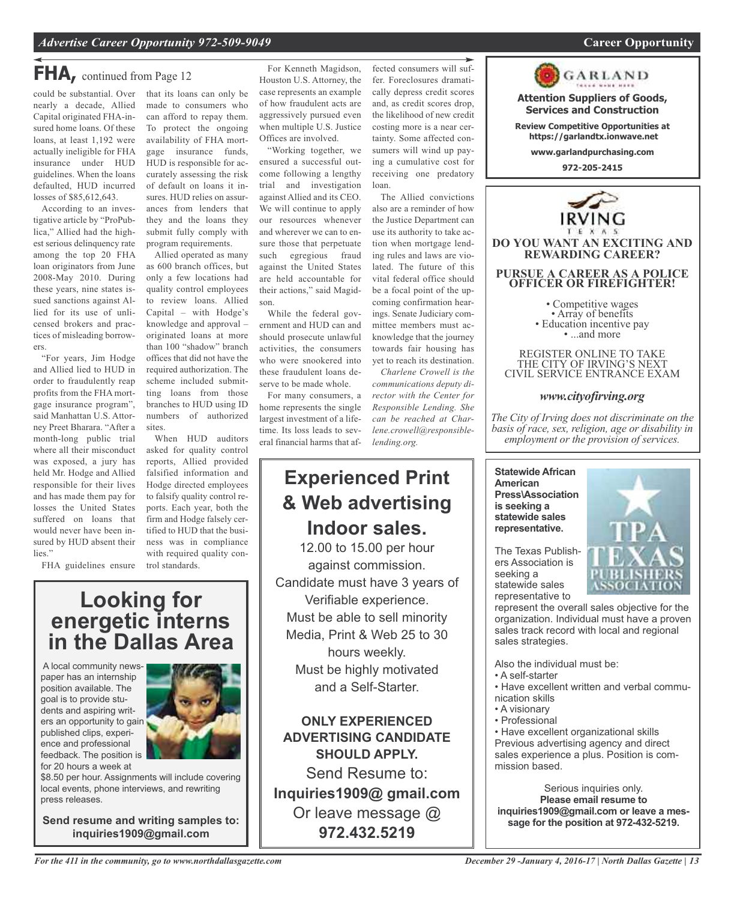## FHA, continued from Page 12

could be substantial. Over nearly a decade, Allied Capital originated FHA-insured home loans. Of these loans, at least 1,192 were actually ineligible for FHA insurance under HUD guidelines. When the loans defaulted, HUD incurred losses of $85,612,643.

According to an investigative article by "ProPublica," Allied had the highest serious delinquency rate among the top 20 FHA loan originators from June 2008-May 2010. During these years, nine states issued sanctions against Allied for its use of unlicensed brokers and practices of misleading borrowers.

"For years, Jim Hodge and Allied lied to HUD in order to fraudulently reap profits from the FHA mortgage insurance program", said Manhattan U.S. Attorney Preet Bharara. "After a month-long public trial where all their misconduct was exposed, a jury has held Mr. Hodge and Allied responsible for their lives and has made them pay for losses the United States suffered on loans that would never have been insured by HUD absent their lies."

FHA guidelines ensure that its loans can only be made to consumers who can afford to repay them. To protect the ongoing availability of FHA mortgage insurance funds, HUD is responsible for accurately assessing the risk of default on loans it insures. HUD relies on assurances from lenders that they and the loans they submit fully comply with program requirements.

Allied operated as many as 600 branch offices, but only a few locations had quality control employees to review loans. Allied Capital – with Hodge's knowledge and approval – originated loans at more than 100 "shadow" branch offices that did not have the required authorization. The scheme included submitting loans from those branches to HUD using ID numbers of authorized sites.

When HUD auditors asked for quality control reports, Allied provided falsified information and Hodge directed employees to falsify quality control reports. Each year, both the firm and Hodge falsely certified to HUD that the business was in compliance with required quality control standards.

For Kenneth Magidson, Houston U.S. Attorney, the case represents an example of how fraudulent acts are aggressively pursued even when multiple U.S. Justice Offices are involved.

"Working together, we ensured a successful outcome following a lengthy trial and investigation against Allied and its CEO. We will continue to apply our resources whenever and wherever we can to ensure those that perpetuate such egregious fraud against the United States are held accountable for their actions," said Magidson.

While the federal government and HUD can and should prosecute unlawful activities, the consumers who were snookered into these fraudulent loans deserve to be made whole.

For many consumers, a home represents the single largest investment of a lifetime. Its loss leads to several financial harms that affected consumers will suffer. Foreclosures dramatically depress credit scores and, as credit scores drop, the likelihood of new credit costing more is a near certainty. Some affected consumers will wind up paying a cumulative cost for receiving one predatory loan.

The Allied convictions also are a reminder of how the Justice Department can use its authority to take action when mortgage lending rules and laws are violated. The future of this vital federal office should be a focal point of the upcoming confirmation hearings. Senate Judiciary committee members must acknowledge that the journey towards fair housing has yet to reach its destination.

*Charlene Crowell is the communications deputy director with the Center for Responsible Lending. She can be reached at Charlene.crowell@responsiblelending.org.*

---

# Looking for energetic interns in the Dallas Area

A local community newspaper has an internship position available. The goal is to provide students and aspiring writers an opportunity to gain published clips, experience and professional feedback. The position is for 20 hours a week at $8.50 per hour. Assignments will include covering local events, phone interviews, and rewriting press releases.

**Send resume and writing samples to: inquiries1909@gmail.com**

---

# Experienced Print & Web advertising Indoor sales.

12.00 to 15.00 per hour against commission.
Candidate must have 3 years of Verifiable experience.
Must be able to sell minority Media, Print & Web 25 to 30 hours weekly.
Must be highly motivated and a Self-Starter.

**ONLY EXPERIENCED ADVERTISING CANDIDATE SHOULD APPLY.**

Send Resume to:
**Inquiries1909@ gmail.com**
Or leave message @
**972.432.5219**

---

**GARLAND**

**Attention Suppliers of Goods, Services and Construction**

**Review Competitive Opportunities at https://garlandtx.ionwave.net**

**www.garlandpurchasing.com**

**972-205-2415**

---

**IRVING TEXAS**

**DO YOU WANT AN EXCITING AND REWARDING CAREER?**

**PURSUE A CAREER AS A POLICE OFFICER OR FIREFIGHTER!**

- Competitive wages
- Array of benefits
- Education incentive pay
- ...and more

REGISTER ONLINE TO TAKE THE CITY OF IRVING'S NEXT CIVIL SERVICE ENTRANCE EXAM

*www.cityofirving.org*

*The City of Irving does not discriminate on the basis of race, sex, religion, age or disability in employment or the provision of services.*

---

**Statewide African American Press\Association is seeking a statewide sales representative.**

The Texas Publishers Association is seeking a statewide sales representative to represent the overall sales objective for the organization. Individual must have a proven sales track record with local and regional sales strategies.

Also the individual must be:
- A self-starter
- Have excellent written and verbal communication skills
- A visionary
- Professional
- Have excellent organizational skills

Previous advertising agency and direct sales experience a plus. Position is commission based.

Serious inquiries only.
**Please email resume to inquiries1909@gmail.com or leave a message for the position at 972-432-5219.**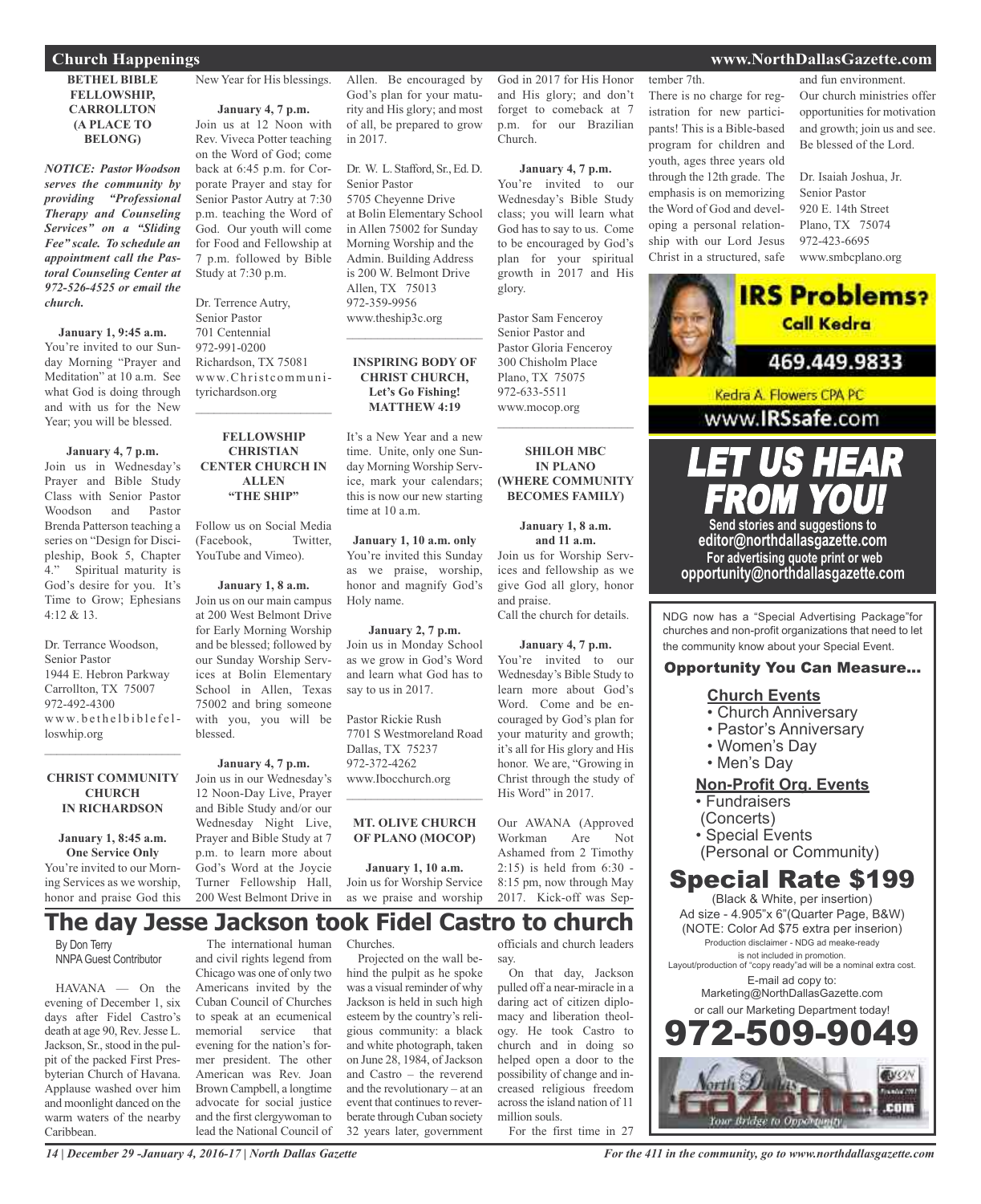## Church Happenings

### BETHEL BIBLE FELLOWSHIP, CARROLLTON (A PLACE TO BELONG)

***NOTICE: Pastor Woodson serves the community by providing "Professional Therapy and Counseling Services" on a "Sliding Fee" scale. To schedule an appointment call the Pastoral Counseling Center at 972-526-4525 or email the church.***

**January 1, 9:45 a.m.**
You're invited to our Sunday Morning "Prayer and Meditation" at 10 a.m. See what God is doing through and with us for the New Year; you will be blessed.

**January 4, 7 p.m.**
Join us in Wednesday's Prayer and Bible Study Class with Senior Pastor Woodson and Pastor Brenda Patterson teaching a series on "Design for Discipleship, Book 5, Chapter 4." Spiritual maturity is God's desire for you. It's Time to Grow; Ephesians 4:12 & 13.

Dr. Terrance Woodson,
Senior Pastor
1944 E. Hebron Parkway
Carrollton, TX 75007
972-492-4300
www.bethelbiblefelloswhip.org

### CHRIST COMMUNITY CHURCH IN RICHARDSON

**January 1, 8:45 a.m. One Service Only**
You're invited to our Morning Services as we worship, honor and praise God this New Year for His blessings.

**January 4, 7 p.m.**
Join us at 12 Noon with Rev. Viveca Potter teaching on the Word of God; come back at 6:45 p.m. for Corporate Prayer and stay for Senior Pastor Autry at 7:30 p.m. teaching the Word of God. Our youth will come for Food and Fellowship at 7 p.m. followed by Bible Study at 7:30 p.m.

Dr. Terrence Autry,
Senior Pastor
701 Centennial
972-991-0200
Richardson, TX 75081
www.Christcommunityrichardson.org

### FELLOWSHIP CHRISTIAN CENTER CHURCH IN ALLEN "THE SHIP"

Follow us on Social Media (Facebook, Twitter, YouTube and Vimeo).

**January 1, 8 a.m.**
Join us on our main campus at 200 West Belmont Drive for Early Morning Worship and be blessed; followed by our Sunday Worship Services at Bolin Elementary School in Allen, Texas 75002 and bring someone with you, you will be blessed.

**January 4, 7 p.m.**
Join us in our Wednesday's 12 Noon-Day Live, Prayer and Bible Study and/or our Wednesday Night Live, Prayer and Bible Study at 7 p.m. to learn more about God's Word at the Joycie Turner Fellowship Hall, 200 West Belmont Drive in Allen. Be encouraged by God's plan for your maturity and His glory; and most of all, be prepared to grow in 2017.

Dr. W. L. Stafford, Sr., Ed. D.
Senior Pastor
5705 Cheyenne Drive
at Bolin Elementary School in Allen 75002 for Sunday Morning Worship and the Admin. Building Address is 200 W. Belmont Drive
Allen, TX 75013
972-359-9956
www.theship3c.org

### INSPIRING BODY OF CHRIST CHURCH, Let's Go Fishing! MATTHEW 4:19

It's a New Year and a new time. Unite, only one Sunday Morning Worship Service, mark your calendars; this is now our new starting time at 10 a.m.

**January 1, 10 a.m. only**
You're invited this Sunday as we praise, worship, honor and magnify God's Holy name.

**January 2, 7 p.m.**
Join us in Monday School as we grow in God's Word and learn what God has to say to us in 2017.

Pastor Rickie Rush
7701 S Westmoreland Road
Dallas, TX 75237
972-372-4262
www.Ibocchurch.org

### MT. OLIVE CHURCH OF PLANO (MOCOP)

**January 1, 10 a.m.**
Join us for Worship Service as we praise and worship God in 2017 for His Honor and His glory; and don't forget to comeback at 7 p.m. for our Brazilian Church.

**January 4, 7 p.m.**
You're invited to our Wednesday's Bible Study class; you will learn what God has to say to us. Come to be encouraged by God's plan for your spiritual growth in 2017 and His glory.

Pastor Sam Fenceroy
Senior Pastor and
Pastor Gloria Fenceroy
300 Chisholm Place
Plano, TX 75075
972-633-5511
www.mocop.org

### SHILOH MBC IN PLANO (WHERE COMMUNITY BECOMES FAMILY)

**January 1, 8 a.m. and 11 a.m.**
Join us for Worship Services and fellowship as we give God all glory, honor and praise.
Call the church for details.

**January 4, 7 p.m.**
You're invited to our Wednesday's Bible Study to learn more about God's Word. Come and be encouraged by God's plan for your maturity and growth; it's all for His glory and His honor. We are, "Growing in Christ through the study of His Word" in 2017.

Our AWANA (Approved Workman Are Not Ashamed from 2 Timothy 2:15) is held from 6:30 - 8:15 pm, now through May 2017. Kick-off was September 7th.

There is no charge for registration for new participants! This is a Bible-based program for children and youth, ages three years old through the 12th grade. The emphasis is on memorizing the Word of God and developing a personal relationship with our Lord Jesus Christ in a structured, safe and fun environment.

Our church ministries offer opportunities for motivation and growth; join us and see. Be blessed of the Lord.

Dr. Isaiah Joshua, Jr.
Senior Pastor
920 E. 14th Street
Plano, TX 75074
972-423-6695
www.smbcplano.org

**IRS Problems? Call Kedra**
469.449.9833
Kedra A. Flowers CPA PC
www.IRSsafe.com

**LET US HEAR FROM YOU!**
Send stories and suggestions to
editor@northdallasgazette.com
For advertising quote print or web
opportunity@northdallasgazette.com

NDG now has a "Special Advertising Package" for churches and non-profit organizations that need to let the community know about your Special Event.

**Opportunity You Can Measure...**

**Church Events**
- Church Anniversary
- Pastor's Anniversary
- Women's Day
- Men's Day

**Non-Profit Org. Events**
- Fundraisers (Concerts)
- Special Events (Personal or Community)

**Special Rate $199**
(Black & White, per insertion)
Ad size - 4.905"x 6"(Quarter Page, B&W)
(NOTE: Color Ad $75 extra per inserion)
Production disclaimer - NDG ad meake-ready is not included in promotion.
Layout/production of "copy ready"ad will be a nominal extra cost.
E-mail ad copy to:
Marketing@NorthDallasGazette.com
or call our Marketing Department today!
**972-509-9049**

# The day Jesse Jackson took Fidel Castro to church

By Don Terry
NNPA Guest Contributor

HAVANA — On the evening of December 1, six days after Fidel Castro's death at age 90, Rev. Jesse L. Jackson, Sr., stood in the pulpit of the packed First Presbyterian Church of Havana. Applause washed over him and moonlight danced on the warm waters of the nearby Caribbean.

The international human and civil rights legend from Chicago was one of only two Americans invited by the Cuban Council of Churches to speak at an ecumenical memorial service that evening for the nation's former president. The other American was Rev. Joan Brown Campbell, a longtime advocate for social justice and the first clergywoman to lead the National Council of Churches.

Projected on the wall behind the pulpit as he spoke was a visual reminder of why Jackson is held in such high esteem by the country's religious community: a black and white photograph, taken on June 28, 1984, of Jackson and Castro – the reverend and the revolutionary – at an event that continues to reverberate through Cuban society 32 years later, government officials and church leaders say.

On that day, Jackson pulled off a near-miracle in a daring act of citizen diplomacy and liberation theology. He took Castro to church and in doing so helped open a door to the possibility of change and increased religious freedom across the island nation of 11 million souls.

For the first time in 27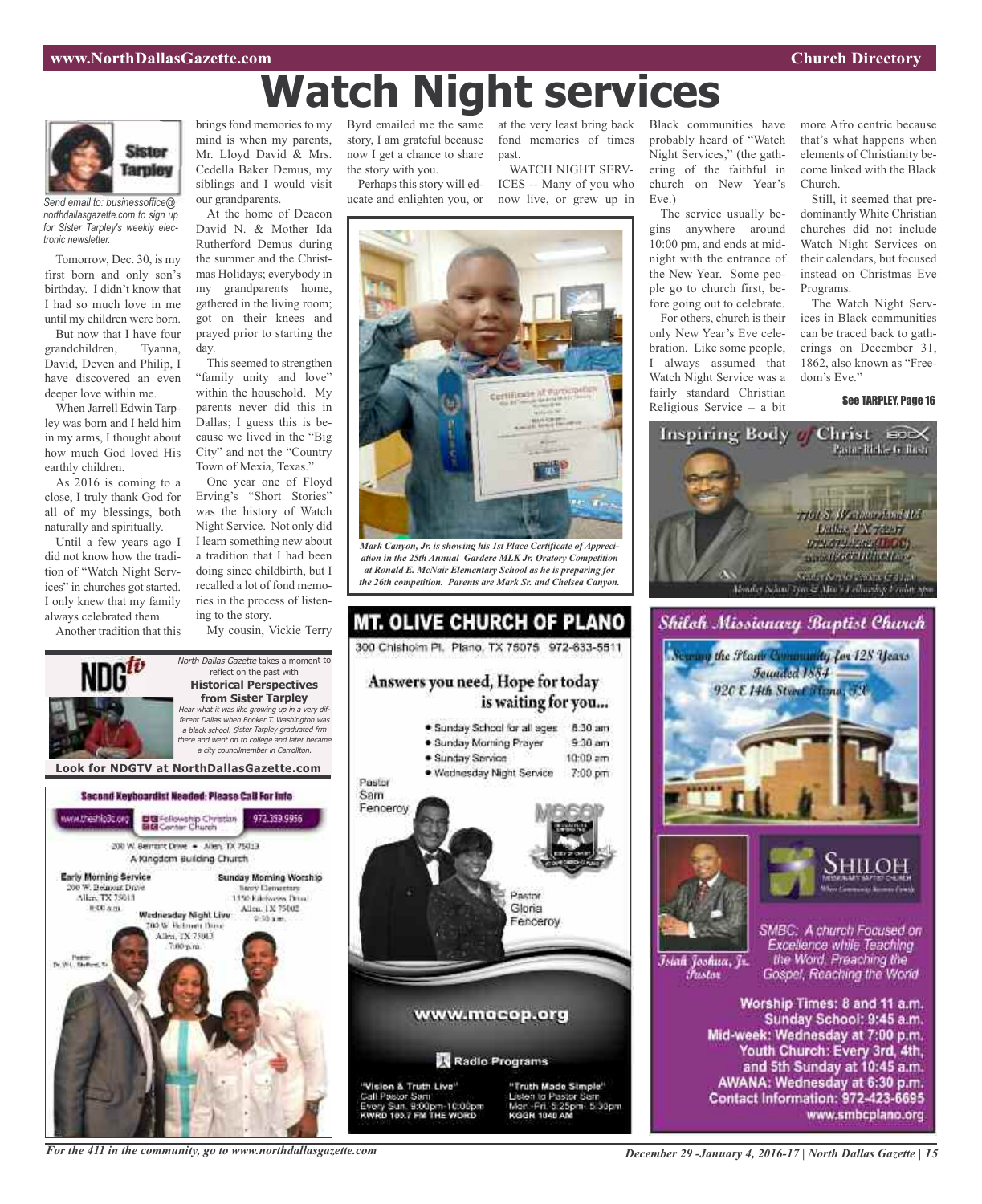# Watch Night services

Sister Tarpley

*Send email to: businessoffice@northdallasgazette.com to sign up for Sister Tarpley's weekly electronic newsletter.*

Tomorrow, Dec. 30, is my first born and only son's birthday. I didn't know that I had so much love in me until my children were born.

But now that I have four grandchildren, Tyanna, David, Deven and Philip, I have discovered an even deeper love within me.

When Jarrell Edwin Tarpley was born and I held him in my arms, I thought about how much God loved His earthly children.

As 2016 is coming to a close, I truly thank God for all of my blessings, both naturally and spiritually.

Until a few years ago I did not know how the tradition of "Watch Night Services" in churches got started. I only knew that my family always celebrated them.

Another tradition that this brings fond memories to my mind is when my parents, Mr. Lloyd David & Mrs. Cedella Baker Demus, my siblings and I would visit our grandparents.

At the home of Deacon David N. & Mother Ida Rutherford Demus during the summer and the Christmas Holidays; everybody in my grandparents home, gathered in the living room; got on their knees and prayed prior to starting the day.

This seemed to strengthen "family unity and love" within the household. My parents never did this in Dallas; I guess this is because we lived in the "Big City" and not the "Country Town of Mexia, Texas."

One year one of Floyd Erving's "Short Stories" was the history of Watch Night Service. Not only did I learn something new about a tradition that I had been doing since childbirth, but I recalled a lot of fond memories in the process of listening to the story.

My cousin, Vickie Terry Byrd emailed me the same story, I am grateful because now I get a chance to share the story with you.

Perhaps this story will educate and enlighten you, or at the very least bring back fond memories of times past.

WATCH NIGHT SERVICES -- Many of you who now live, or grew up in Black communities have probably heard of "Watch Night Services," (the gathering of the faithful in church on New Year's Eve.)

The service usually begins anywhere around 10:00 pm, and ends at midnight with the entrance of the New Year. Some people go to church first, before going out to celebrate.

For others, church is their only New Year's Eve celebration. Like some people, I always assumed that Watch Night Service was a fairly standard Christian Religious Service – a bit more Afro centric because that's what happens when elements of Christianity become linked with the Black Church.

Still, it seemed that predominantly White Christian churches did not include Watch Night Services on their calendars, but focused instead on Christmas Eve Programs.

The Watch Night Services in Black communities can be traced back to gatherings on December 31, 1862, also known as "Freedom's Eve."

**See TARPLEY, Page 16**

*Mark Canyon, Jr. is showing his 1st Place Certificate of Appreciation in the 25th Annual Gardere MLK Jr. Oratory Competition at Ronald E. McNair Elementary School as he is preparing for the 26th competition. Parents are Mark Sr. and Chelsea Canyon.*

NDG tv

*North Dallas Gazette* takes a moment to reflect on the past with

**Historical Perspectives from Sister Tarpley**

*Hear what it was like growing up in a very different Dallas when Booker T. Washington was a black school. Sister Tarpley graduated frm there and went on to college and later became a city councilmember in Carrollton.*

**Look for NDGTV at NorthDallasGazette.com**

**Second Keyboardist Needed: Please Call For Info**

www.thefellowshipcc.org · Fellowship Christian Center Church · 972.359.9956

200 W. Belmont Drive • Allen, TX 75013

A Kingdom Building Church

**Early Morning Service**
200 W. Belmont Drive
Allen, TX 75013
8:00 a.m.

**Sunday Morning Worship**
Story Elementary
1550 Edelweiss Drive
Allen, TX 75002
9:30 a.m.

**Wednesday Night Live**
200 W. Belmont Drive
Allen, TX 75013
7:00 p.m.

Pastor Dr. W.L. Stafford, Sr.

**MT. OLIVE CHURCH OF PLANO**

300 Chisholm Pl. Plano, TX 75075 972-633-5511

**Answers you need, Hope for today is waiting for you...**

- Sunday School for all ages 8:30 am
- Sunday Morning Prayer 9:30 am
- Sunday Service 10:00 am
- Wednesday Night Service 7:00 pm

Pastor Sam Fenceroy

Pastor Gloria Fenceroy

www.mocop.org

Radio Programs

"Vision & Truth Live"
Call Pastor Sam
Every Sun. 9:00pm-10:00pm
KWRD 100.7 FM THE WORD

"Truth Made Simple"
Listen to Pastor Sam
Mon.-Fri. 5:25pm- 5:30pm
KGGR 1040 AM

**Inspiring Body of Christ** IBOC

Pastor Rickie G. Rush

7701 S. Westmoreland Rd
Dallas, TX 75237
972.372.4262 (IBOC)
www.IBOCCHURCH.org

Sunday Service 7:30am & 11am
Monday School 7pm & Men's Fellowship Friday 7pm

**Shiloh Missionary Baptist Church**

Serving the Plano Community for 128 Years
Founded 1884
920 E 14th Street Plano, TX

SHILOH Missionary Baptist Church

Isiah Joshua, Jr. Pastor

SMBC: A church Focused on Excellence while Teaching the Word, Preaching the Gospel, Reaching the World

**Worship Times: 8 and 11 a.m.**
**Sunday School: 9:45 a.m.**
**Mid-week: Wednesday at 7:00 p.m.**
**Youth Church: Every 3rd, 4th, and 5th Sunday at 10:45 a.m.**
**AWANA: Wednesday at 6:30 p.m.**
**Contact Information: 972-423-6695**
**www.smbcplano.org**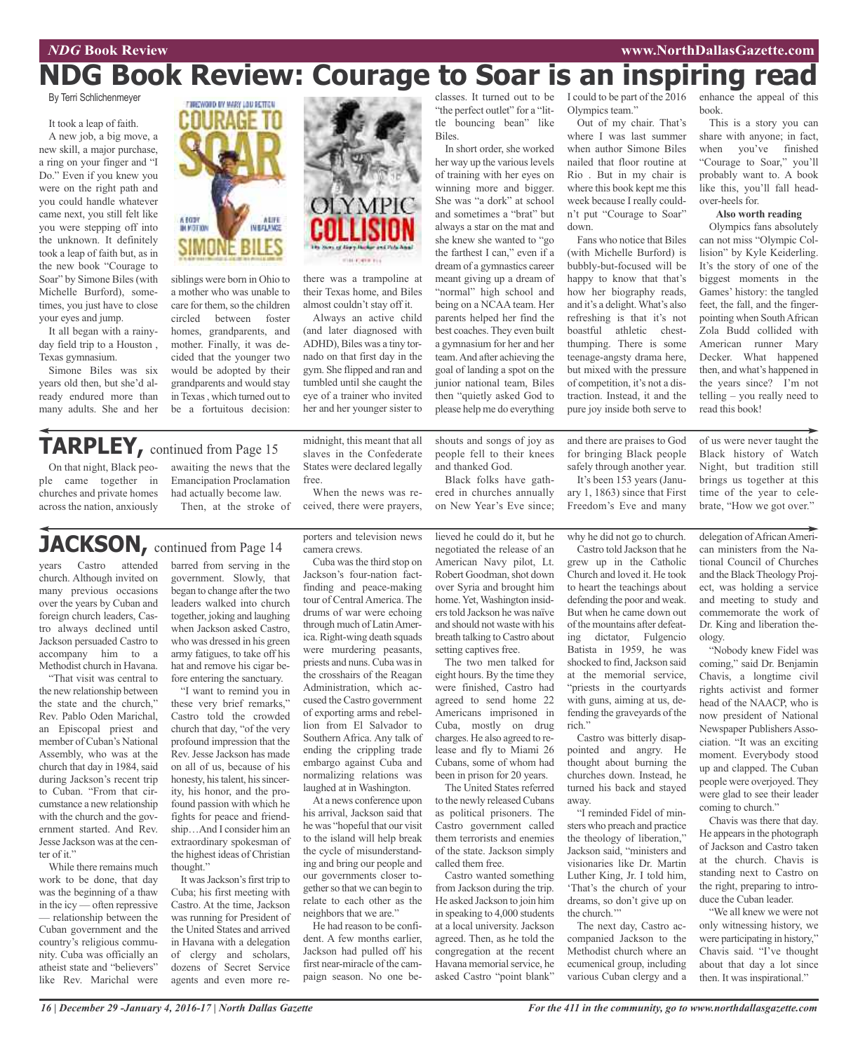# NDG Book Review: Courage to Soar is an inspiring read

By Terri Schlichenmeyer

It took a leap of faith.

A new job, a big move, a new skill, a major purchase, a ring on your finger and "I Do." Even if you knew you were on the right path and you could handle whatever came next, you still felt like you were stepping off into the unknown. It definitely took a leap of faith but, as in the new book "Courage to Soar" by Simone Biles (with Michelle Burford), sometimes, you just have to close your eyes and jump.

It all began with a rainy-day field trip to a Houston , Texas gymnasium.

Simone Biles was six years old then, but she'd already endured more than many adults. She and her siblings were born in Ohio to a mother who was unable to care for them, so the children circled between foster homes, grandparents, and mother. Finally, it was decided that the younger two would be adopted by their grandparents and would stay in Texas , which turned out to be a fortuitous decision: there was a trampoline at their Texas home, and Biles almost couldn't stay off it.

Always an active child (and later diagnosed with ADHD), Biles was a tiny tornado on that first day in the gym. She flipped and ran and tumbled until she caught the eye of a trainer who invited her and her younger sister to classes. It turned out to be "the perfect outlet" for a "little bouncing bean" like Biles.

In short order, she worked her way up the various levels of training with her eyes on winning more and bigger. She was "a dork" at school and sometimes a "brat" but always a star on the mat and she knew she wanted to "go the farthest I can," even if a dream of a gymnastics career meant giving up a dream of "normal" high school and being on a NCAA team. Her parents helped her find the best coaches. They even built a gymnasium for her and her team. And after achieving the goal of landing a spot on the junior national team, Biles then "quietly asked God to please help me do everything I could to be part of the 2016 Olympics team."

Out of my chair. That's where I was last summer when author Simone Biles nailed that floor routine at Rio . But in my chair is where this book kept me this week because I really couldn't put "Courage to Soar" down.

Fans who notice that Biles (with Michelle Burford) is bubbly-but-focused will be happy to know that that's how her biography reads, and it's a delight. What's also refreshing is that it's not boastful athletic chest-thumping. There is some teenage-angsty drama here, but mixed with the pressure of competition, it's not a distraction. Instead, it and the pure joy inside both serve to enhance the appeal of this book.

This is a story you can share with anyone; in fact, when you've finished "Courage to Soar," you'll probably want to. A book like this, you'll fall head-over-heels for.

**Also worth reading**

Olympics fans absolutely can not miss "Olympic Collision" by Kyle Keiderling. It's the story of one of the biggest moments in the Games' history: the tangled feet, the fall, and the finger-pointing when South African Zola Budd collided with American runner Mary Decker. What happened then, and what's happened in the years since? I'm not telling – you really need to read this book!

## TARPLEY, continued from Page 15

On that night, Black people came together in churches and private homes across the nation, anxiously awaiting the news that the Emancipation Proclamation had actually become law.

Then, at the stroke of midnight, this meant that all slaves in the Confederate States were declared legally free.

When the news was received, there were prayers, shouts and songs of joy as people fell to their knees and thanked God.

Black folks have gathered in churches annually on New Year's Eve since; and there are praises to God for bringing Black people safely through another year.

It's been 153 years (January 1, 1863) since that First Freedom's Eve and many of us were never taught the Black history of Watch Night, but tradition still brings us together at this time of the year to celebrate, "How we got over."

## JACKSON, continued from Page 14

years Castro attended church. Although invited on many previous occasions over the years by Cuban and foreign church leaders, Castro always declined until Jackson persuaded Castro to accompany him to a Methodist church in Havana.

"That visit was central to the new relationship between the state and the church," Rev. Pablo Oden Marichal, an Episcopal priest and member of Cuban's National Assembly, who was at the church that day in 1984, said during Jackson's recent trip to Cuban. "From that circumstance a new relationship with the church and the government started. And Rev. Jesse Jackson was at the center of it."

While there remains much work to be done, that day was the beginning of a thaw in the icy — often repressive — relationship between the Cuban government and the country's religious community. Cuba was officially an atheist state and "believers" like Rev. Marichal were barred from serving in the government. Slowly, that began to change after the two leaders walked into church together, joking and laughing when Jackson asked Castro, who was dressed in his green army fatigues, to take off his hat and remove his cigar before entering the sanctuary.

"I want to remind you in these very brief remarks," Castro told the crowded church that day, "of the very profound impression that the Rev. Jesse Jackson has made on all of us, because of his honesty, his talent, his sincerity, his honor, and the profound passion with which he fights for peace and friendship…And I consider him an extraordinary spokesman of the highest ideas of Christian thought."

It was Jackson's first trip to Cuba; his first meeting with Castro. At the time, Jackson was running for President of the United States and arrived in Havana with a delegation of clergy and scholars, dozens of Secret Service agents and even more reporters and television news camera crews.

Cuba was the third stop on Jackson's four-nation fact-finding and peace-making tour of Central America. The drums of war were echoing through much of Latin America. Right-wing death squads were murdering peasants, priests and nuns. Cuba was in the crosshairs of the Reagan Administration, which accused the Castro government of exporting arms and rebellion from El Salvador to Southern Africa. Any talk of ending the crippling trade embargo against Cuba and normalizing relations was laughed at in Washington.

At a news conference upon his arrival, Jackson said that he was "hopeful that our visit to the island will help break the cycle of misunderstanding and bring our people and our governments closer together so that we can begin to relate to each other as the neighbors that we are."

He had reason to be confident. A few months earlier, Jackson had pulled off his first near-miracle of the campaign season. No one believed he could do it, but he negotiated the release of an American Navy pilot, Lt. Robert Goodman, shot down over Syria and brought him home. Yet, Washington insiders told Jackson he was naïve and should not waste with his breath talking to Castro about setting captives free.

The two men talked for eight hours. By the time they were finished, Castro had agreed to send home 22 Americans imprisoned in Cuba, mostly on drug charges. He also agreed to release and fly to Miami 26 Cubans, some of whom had been in prison for 20 years.

The United States referred to the newly released Cubans as political prisoners. The Castro government called them terrorists and enemies of the state. Jackson simply called them free.

Castro wanted something from Jackson during the trip. He asked Jackson to join him in speaking to 4,000 students at a local university. Jackson agreed. Then, as he told the congregation at the recent Havana memorial service, he asked Castro "point blank" why he did not go to church.

Castro told Jackson that he grew up in the Catholic Church and loved it. He took to heart the teachings about defending the poor and weak. But when he came down out of the mountains after defeating dictator, Fulgencio Batista in 1959, he was shocked to find, Jackson said at the memorial service, "priests in the courtyards with guns, aiming at us, defending the graveyards of the rich."

Castro was bitterly disappointed and angry. He thought about burning the churches down. Instead, he turned his back and stayed away.

"I reminded Fidel of minsters who preach and practice the theology of liberation," Jackson said, "ministers and visionaries like Dr. Martin Luther King, Jr. I told him, 'That's the church of your dreams, so don't give up on the church.'"

The next day, Castro accompanied Jackson to the Methodist church where an ecumenical group, including various Cuban clergy and a delegation of African American ministers from the National Council of Churches and the Black Theology Project, was holding a service and meeting to study and commemorate the work of Dr. King and liberation theology.

"Nobody knew Fidel was coming," said Dr. Benjamin Chavis, a longtime civil rights activist and former head of the NAACP, who is now president of National Newspaper Publishers Association. "It was an exciting moment. Everybody stood up and clapped. The Cuban people were overjoyed. They were glad to see their leader coming to church."

Chavis was there that day. He appears in the photograph of Jackson and Castro taken at the church. Chavis is standing next to Castro on the right, preparing to introduce the Cuban leader.

"We all knew we were not only witnessing history, we were participating in history," Chavis said. "I've thought about that day a lot since then. It was inspirational."